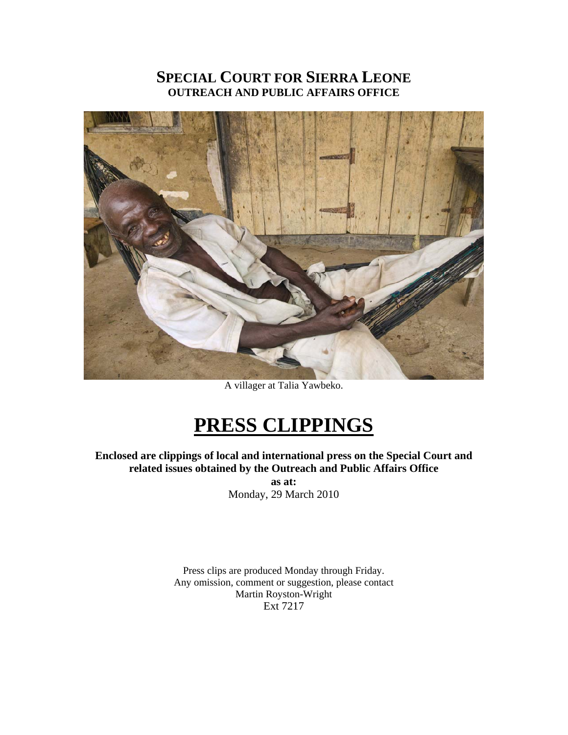# SPECIAL COURT FOR SIERRA LEONE
## OUTREACH AND PUBLIC AFFAIRS OFFICE

A villager at Talia Yawbeko.

# PRESS CLIPPINGS

**Enclosed are clippings of local and international press on the Special Court and related issues obtained by the Outreach and Public Affairs Office**

**as at:**

Monday, 29 March 2010

Press clips are produced Monday through Friday.
Any omission, comment or suggestion, please contact
Martin Royston-Wright
Ext 7217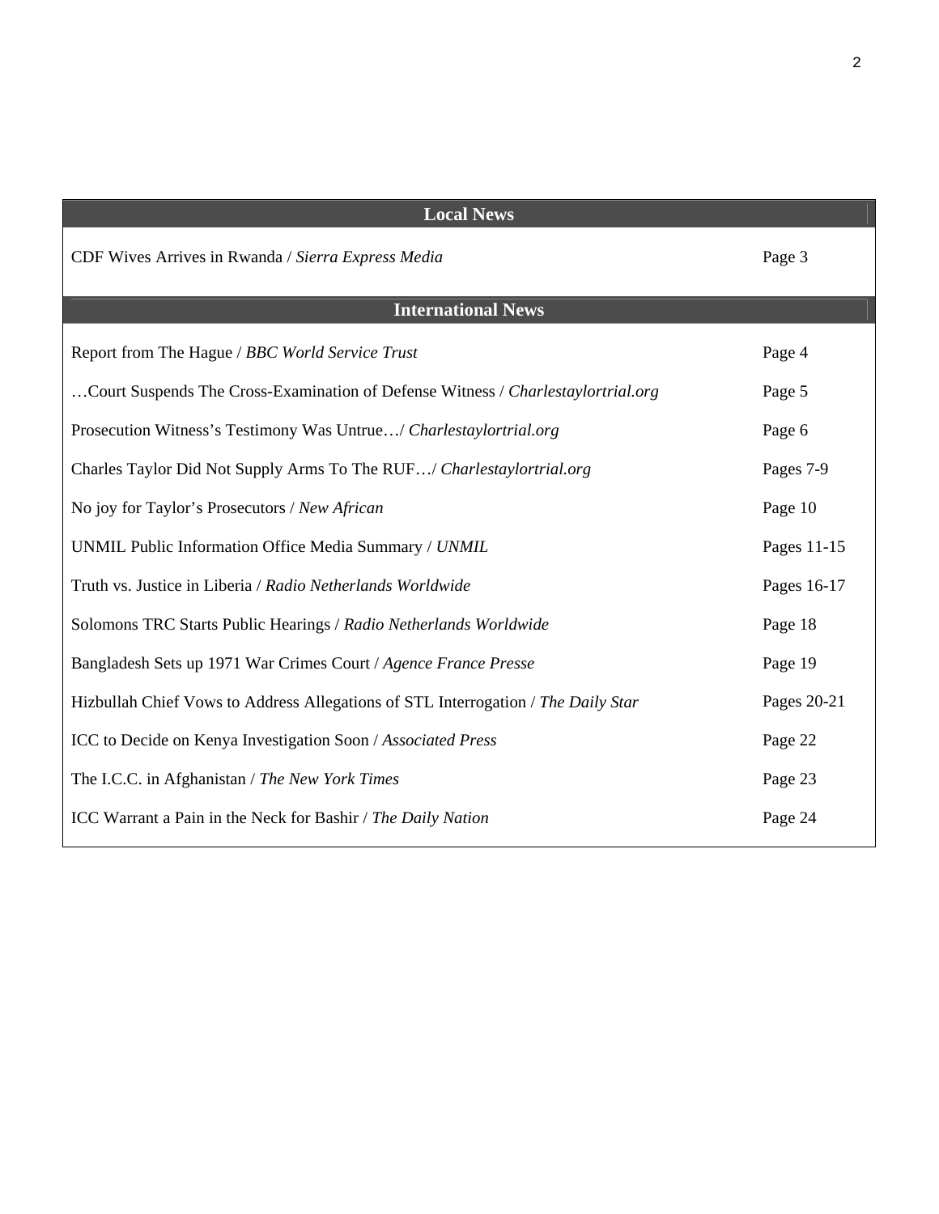| Local News | |
|---|---|
| CDF Wives Arrives in Rwanda / *Sierra Express Media* | Page 3 |

| International News | |
|---|---|
| Report from The Hague / *BBC World Service Trust* | Page 4 |
| …Court Suspends The Cross-Examination of Defense Witness / *Charlestaylortrial.org* | Page 5 |
| Prosecution Witness's Testimony Was Untrue…/ *Charlestaylortrial.org* | Page 6 |
| Charles Taylor Did Not Supply Arms To The RUF…/ *Charlestaylortrial.org* | Pages 7-9 |
| No joy for Taylor's Prosecutors / *New African* | Page 10 |
| UNMIL Public Information Office Media Summary / *UNMIL* | Pages 11-15 |
| Truth vs. Justice in Liberia / *Radio Netherlands Worldwide* | Pages 16-17 |
| Solomons TRC Starts Public Hearings / *Radio Netherlands Worldwide* | Page 18 |
| Bangladesh Sets up 1971 War Crimes Court / *Agence France Presse* | Page 19 |
| Hizbullah Chief Vows to Address Allegations of STL Interrogation / *The Daily Star* | Pages 20-21 |
| ICC to Decide on Kenya Investigation Soon / *Associated Press* | Page 22 |
| The I.C.C. in Afghanistan / *The New York Times* | Page 23 |
| ICC Warrant a Pain in the Neck for Bashir / *The Daily Nation* | Page 24 |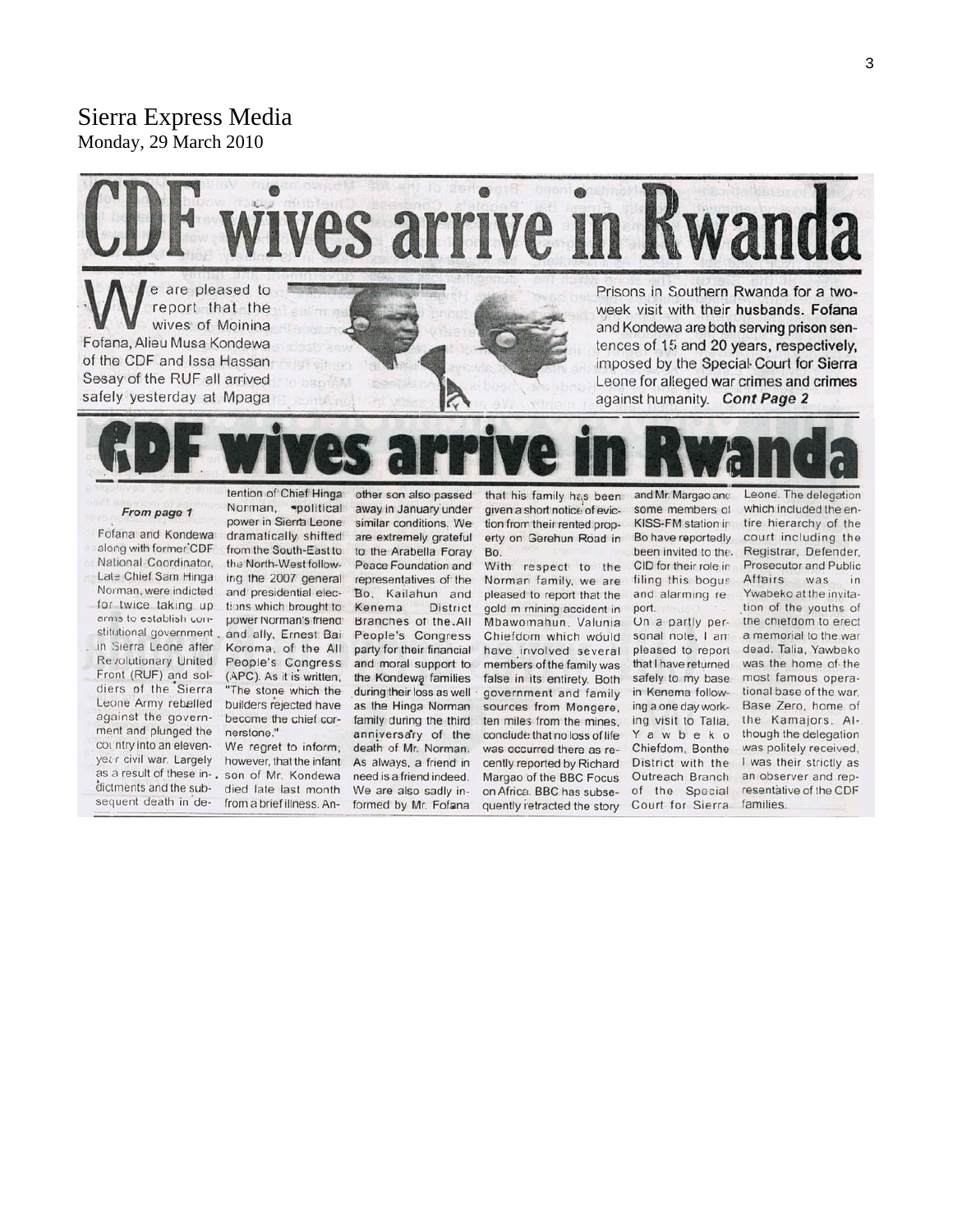Sierra Express Media
Monday, 29 March 2010

# CDF wives arrive in Rwanda

We are pleased to report that the wives of Moinina Fofana, Alieu Musa Kondewa of the CDF and Issa Hassan Sesay of the RUF all arrived safely yesterday at Mpaga Prisons in Southern Rwanda for a two-week visit with their **husbands. Fofana** and Kondewa are both serving prison sentences of 15 and 20 years, respectively, imposed by the Special Court for Sierra Leone for alleged war crimes and crimes against humanity. ***Cont Page 2***

# CDF wives arrive in Rwanda

*From page 1*

Fofana and Kondewa along with former CDF National Coordinator, Late Chief Sam Hinga Norman, were indicted for twice taking up arms to establish constitutional government in Sierra Leone after Revolutionary United Front (RUF) and soldiers of the Sierra Leone Army rebelled against the government and plunged the country into an eleven-year civil war. Largely as a result of these indictments and the subsequent death in detention of Chief Hinga Norman, political power in Sierra Leone dramatically shifted from the South-East to the North-West following the 2007 general and presidential elections which brought to power Norman's friend and ally, Ernest Bai Koroma, of the All People's Congress (APC). As it is written, "The stone which the builders rejected have become the chief cornerstone."

We regret to inform, however, that the infant son of Mr. Kondewa died late last month from a brief illness. Another son also passed away in January under similar conditions. We are extremely grateful to the Arabella Foray Peace Foundation and representatives of the Bo, Kailahun and Kenema District Branches of the All People's Congress party for their financial and moral support to the Kondewa families during their loss as well as the Hinga Norman family during the third anniversary of the death of Mr. Norman. As always, a friend in need is a friend indeed. We are also sadly informed by Mr. Fofana that his family has been given a short notice of eviction from their rented property on Gerehun Road in Bo.

With respect to the Norman family, we are pleased to report that the gold m mining accident in Mbawomahun, Valunia Chiefdom which would have involved several members of the family was false in its entirety. Both government and family sources from Mongere, ten miles from the mines, conclude that no loss of life was occurred there as recently reported by Richard Margao of the BBC Focus on Africa. BBC has subsequently retracted the story and Mr. Margao and some members of KISS-FM station in Bo have reportedly been invited to the CID for their role in filing this bogus and alarming report.

On a partly personal note, I am pleased to report that I have returned safely to my base in Kenema following a one day working visit to Talia, Yawbeko Chiefdom, Bonthe District with the Outreach Branch of the Special Court for Sierra Leone. The delegation which included the entire hierarchy of the court including the Registrar, Defender, Prosecutor and Public Affairs was in Ywabeko at the invitation of the youths of the chiefdom to erect a memorial to the war dead. Talia, Yawbeko was the home of the most famous operational base of the war, Base Zero, home of the Kamajors. Although the delegation was politely received, I was their strictly as an observer and representative of the CDF families.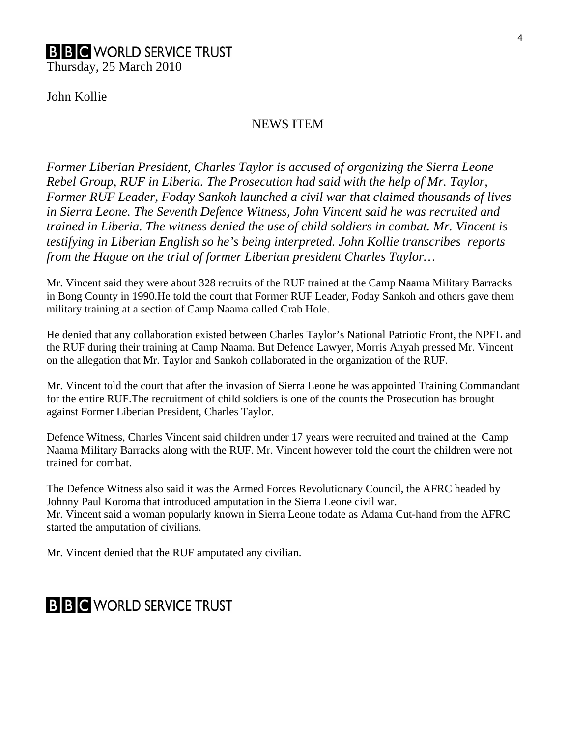**BBC WORLD SERVICE TRUST**

Thursday, 25 March 2010

John Kollie

## NEWS ITEM

*Former Liberian President, Charles Taylor is accused of organizing the Sierra Leone Rebel Group, RUF in Liberia. The Prosecution had said with the help of Mr. Taylor, Former RUF Leader, Foday Sankoh launched a civil war that claimed thousands of lives in Sierra Leone. The Seventh Defence Witness, John Vincent said he was recruited and trained in Liberia. The witness denied the use of child soldiers in combat. Mr. Vincent is testifying in Liberian English so he's being interpreted. John Kollie transcribes reports from the Hague on the trial of former Liberian president Charles Taylor…*

Mr. Vincent said they were about 328 recruits of the RUF trained at the Camp Naama Military Barracks in Bong County in 1990.He told the court that Former RUF Leader, Foday Sankoh and others gave them military training at a section of Camp Naama called Crab Hole.

He denied that any collaboration existed between Charles Taylor's National Patriotic Front, the NPFL and the RUF during their training at Camp Naama. But Defence Lawyer, Morris Anyah pressed Mr. Vincent on the allegation that Mr. Taylor and Sankoh collaborated in the organization of the RUF.

Mr. Vincent told the court that after the invasion of Sierra Leone he was appointed Training Commandant for the entire RUF.The recruitment of child soldiers is one of the counts the Prosecution has brought against Former Liberian President, Charles Taylor.

Defence Witness, Charles Vincent said children under 17 years were recruited and trained at the Camp Naama Military Barracks along with the RUF. Mr. Vincent however told the court the children were not trained for combat.

The Defence Witness also said it was the Armed Forces Revolutionary Council, the AFRC headed by Johnny Paul Koroma that introduced amputation in the Sierra Leone civil war.
Mr. Vincent said a woman popularly known in Sierra Leone todate as Adama Cut-hand from the AFRC started the amputation of civilians.

Mr. Vincent denied that the RUF amputated any civilian.

**BBC WORLD SERVICE TRUST**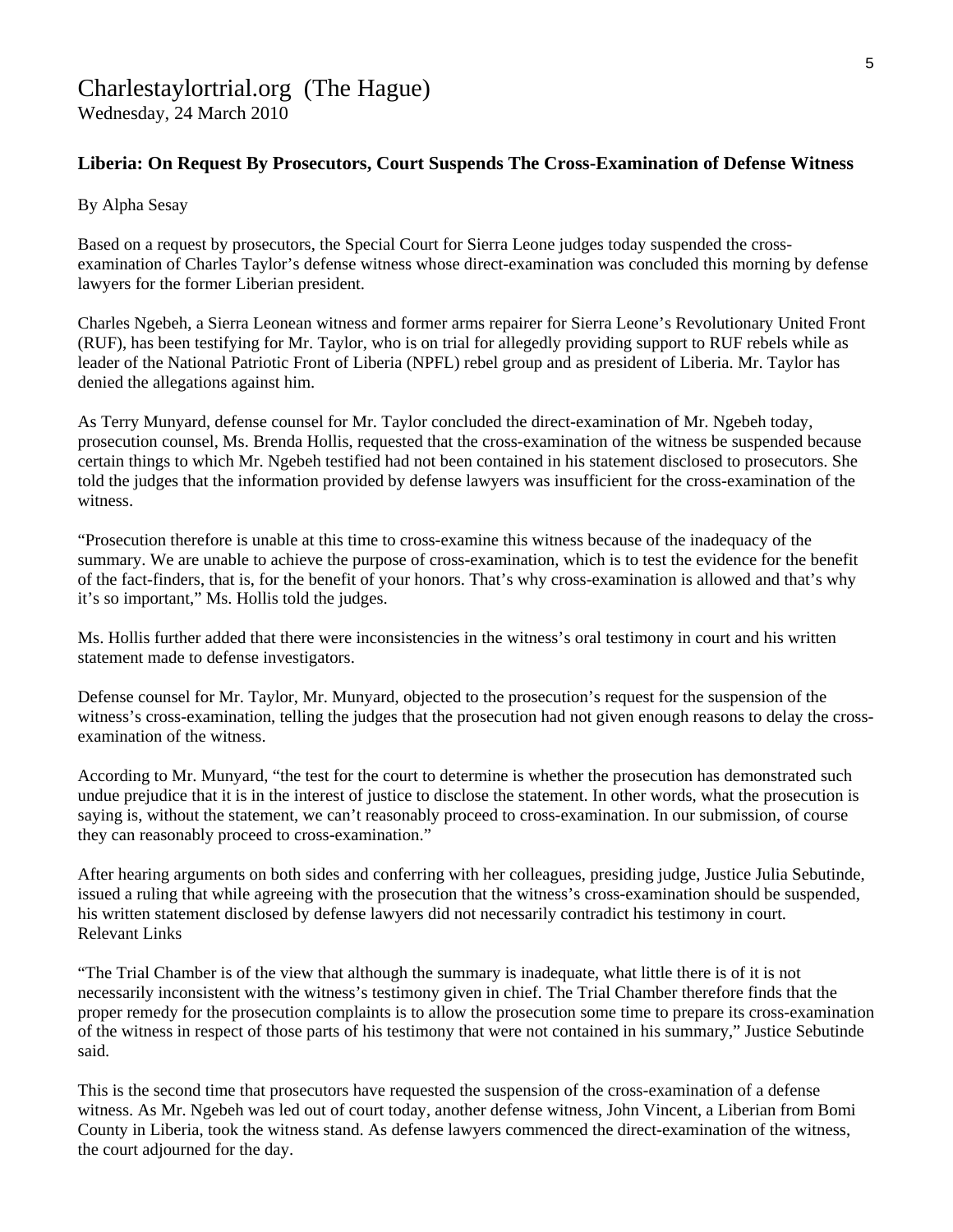Charlestaylortrial.org (The Hague)
Wednesday, 24 March 2010

**Liberia: On Request By Prosecutors, Court Suspends The Cross-Examination of Defense Witness**

By Alpha Sesay

Based on a request by prosecutors, the Special Court for Sierra Leone judges today suspended the cross-examination of Charles Taylor's defense witness whose direct-examination was concluded this morning by defense lawyers for the former Liberian president.

Charles Ngebeh, a Sierra Leonean witness and former arms repairer for Sierra Leone's Revolutionary United Front (RUF), has been testifying for Mr. Taylor, who is on trial for allegedly providing support to RUF rebels while as leader of the National Patriotic Front of Liberia (NPFL) rebel group and as president of Liberia. Mr. Taylor has denied the allegations against him.

As Terry Munyard, defense counsel for Mr. Taylor concluded the direct-examination of Mr. Ngebeh today, prosecution counsel, Ms. Brenda Hollis, requested that the cross-examination of the witness be suspended because certain things to which Mr. Ngebeh testified had not been contained in his statement disclosed to prosecutors. She told the judges that the information provided by defense lawyers was insufficient for the cross-examination of the witness.

"Prosecution therefore is unable at this time to cross-examine this witness because of the inadequacy of the summary. We are unable to achieve the purpose of cross-examination, which is to test the evidence for the benefit of the fact-finders, that is, for the benefit of your honors. That's why cross-examination is allowed and that's why it's so important," Ms. Hollis told the judges.

Ms. Hollis further added that there were inconsistencies in the witness's oral testimony in court and his written statement made to defense investigators.

Defense counsel for Mr. Taylor, Mr. Munyard, objected to the prosecution's request for the suspension of the witness's cross-examination, telling the judges that the prosecution had not given enough reasons to delay the cross-examination of the witness.

According to Mr. Munyard, "the test for the court to determine is whether the prosecution has demonstrated such undue prejudice that it is in the interest of justice to disclose the statement. In other words, what the prosecution is saying is, without the statement, we can't reasonably proceed to cross-examination. In our submission, of course they can reasonably proceed to cross-examination."

After hearing arguments on both sides and conferring with her colleagues, presiding judge, Justice Julia Sebutinde, issued a ruling that while agreeing with the prosecution that the witness's cross-examination should be suspended, his written statement disclosed by defense lawyers did not necessarily contradict his testimony in court.
Relevant Links

"The Trial Chamber is of the view that although the summary is inadequate, what little there is of it is not necessarily inconsistent with the witness's testimony given in chief. The Trial Chamber therefore finds that the proper remedy for the prosecution complaints is to allow the prosecution some time to prepare its cross-examination of the witness in respect of those parts of his testimony that were not contained in his summary," Justice Sebutinde said.

This is the second time that prosecutors have requested the suspension of the cross-examination of a defense witness. As Mr. Ngebeh was led out of court today, another defense witness, John Vincent, a Liberian from Bomi County in Liberia, took the witness stand. As defense lawyers commenced the direct-examination of the witness, the court adjourned for the day.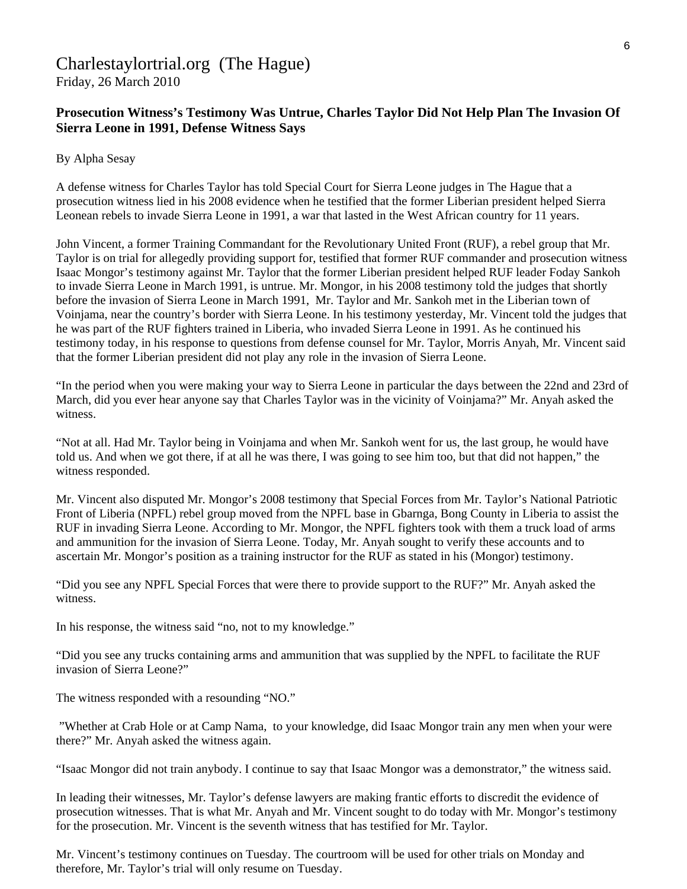# Charlestaylortrial.org (The Hague)

Friday, 26 March 2010

**Prosecution Witness's Testimony Was Untrue, Charles Taylor Did Not Help Plan The Invasion Of Sierra Leone in 1991, Defense Witness Says**

By Alpha Sesay

A defense witness for Charles Taylor has told Special Court for Sierra Leone judges in The Hague that a prosecution witness lied in his 2008 evidence when he testified that the former Liberian president helped Sierra Leonean rebels to invade Sierra Leone in 1991, a war that lasted in the West African country for 11 years.

John Vincent, a former Training Commandant for the Revolutionary United Front (RUF), a rebel group that Mr. Taylor is on trial for allegedly providing support for, testified that former RUF commander and prosecution witness Isaac Mongor's testimony against Mr. Taylor that the former Liberian president helped RUF leader Foday Sankoh to invade Sierra Leone in March 1991, is untrue. Mr. Mongor, in his 2008 testimony told the judges that shortly before the invasion of Sierra Leone in March 1991, Mr. Taylor and Mr. Sankoh met in the Liberian town of Voinjama, near the country's border with Sierra Leone. In his testimony yesterday, Mr. Vincent told the judges that he was part of the RUF fighters trained in Liberia, who invaded Sierra Leone in 1991. As he continued his testimony today, in his response to questions from defense counsel for Mr. Taylor, Morris Anyah, Mr. Vincent said that the former Liberian president did not play any role in the invasion of Sierra Leone.

"In the period when you were making your way to Sierra Leone in particular the days between the 22nd and 23rd of March, did you ever hear anyone say that Charles Taylor was in the vicinity of Voinjama?" Mr. Anyah asked the witness.

"Not at all. Had Mr. Taylor being in Voinjama and when Mr. Sankoh went for us, the last group, he would have told us. And when we got there, if at all he was there, I was going to see him too, but that did not happen," the witness responded.

Mr. Vincent also disputed Mr. Mongor's 2008 testimony that Special Forces from Mr. Taylor's National Patriotic Front of Liberia (NPFL) rebel group moved from the NPFL base in Gbarnga, Bong County in Liberia to assist the RUF in invading Sierra Leone. According to Mr. Mongor, the NPFL fighters took with them a truck load of arms and ammunition for the invasion of Sierra Leone. Today, Mr. Anyah sought to verify these accounts and to ascertain Mr. Mongor's position as a training instructor for the RUF as stated in his (Mongor) testimony.

"Did you see any NPFL Special Forces that were there to provide support to the RUF?" Mr. Anyah asked the witness.

In his response, the witness said "no, not to my knowledge."

"Did you see any trucks containing arms and ammunition that was supplied by the NPFL to facilitate the RUF invasion of Sierra Leone?"

The witness responded with a resounding "NO."

"Whether at Crab Hole or at Camp Nama, to your knowledge, did Isaac Mongor train any men when your were there?" Mr. Anyah asked the witness again.

"Isaac Mongor did not train anybody. I continue to say that Isaac Mongor was a demonstrator," the witness said.

In leading their witnesses, Mr. Taylor's defense lawyers are making frantic efforts to discredit the evidence of prosecution witnesses. That is what Mr. Anyah and Mr. Vincent sought to do today with Mr. Mongor's testimony for the prosecution. Mr. Vincent is the seventh witness that has testified for Mr. Taylor.

Mr. Vincent's testimony continues on Tuesday. The courtroom will be used for other trials on Monday and therefore, Mr. Taylor's trial will only resume on Tuesday.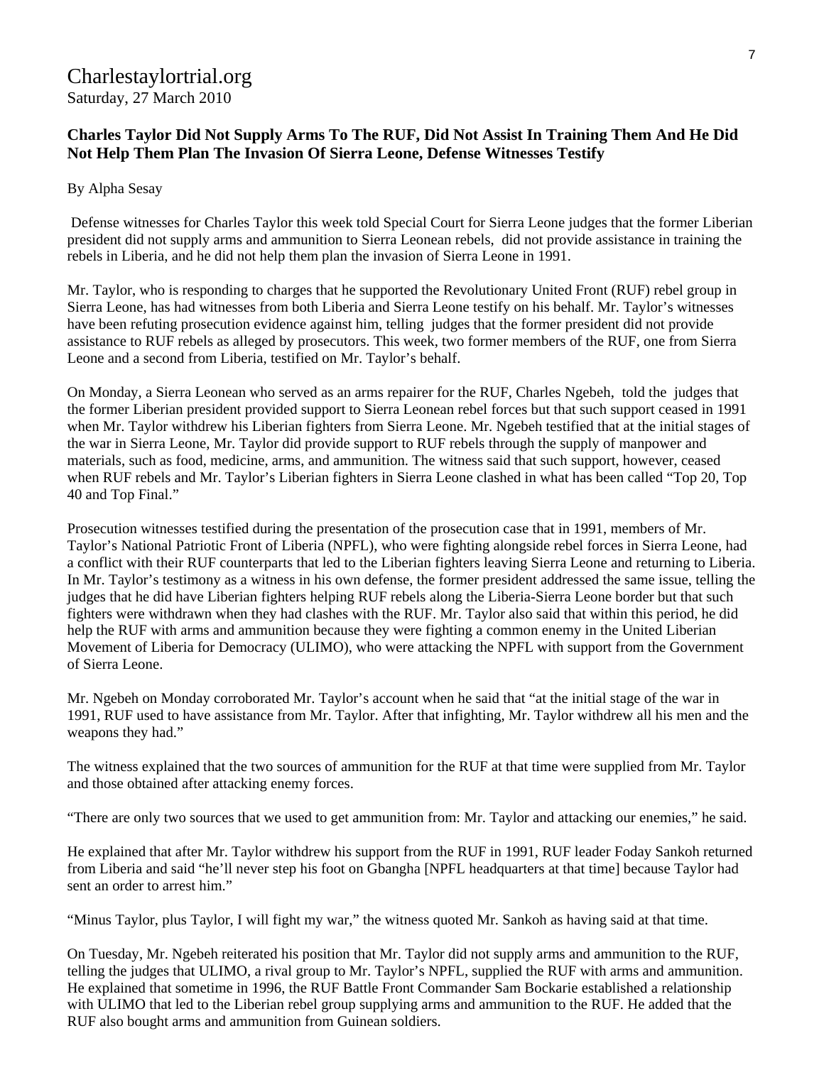Charlestaylortrial.org
Saturday, 27 March 2010

**Charles Taylor Did Not Supply Arms To The RUF, Did Not Assist In Training Them And He Did Not Help Them Plan The Invasion Of Sierra Leone, Defense Witnesses Testify**

By Alpha Sesay

Defense witnesses for Charles Taylor this week told Special Court for Sierra Leone judges that the former Liberian president did not supply arms and ammunition to Sierra Leonean rebels, did not provide assistance in training the rebels in Liberia, and he did not help them plan the invasion of Sierra Leone in 1991.

Mr. Taylor, who is responding to charges that he supported the Revolutionary United Front (RUF) rebel group in Sierra Leone, has had witnesses from both Liberia and Sierra Leone testify on his behalf. Mr. Taylor's witnesses have been refuting prosecution evidence against him, telling judges that the former president did not provide assistance to RUF rebels as alleged by prosecutors. This week, two former members of the RUF, one from Sierra Leone and a second from Liberia, testified on Mr. Taylor's behalf.

On Monday, a Sierra Leonean who served as an arms repairer for the RUF, Charles Ngebeh, told the judges that the former Liberian president provided support to Sierra Leonean rebel forces but that such support ceased in 1991 when Mr. Taylor withdrew his Liberian fighters from Sierra Leone. Mr. Ngebeh testified that at the initial stages of the war in Sierra Leone, Mr. Taylor did provide support to RUF rebels through the supply of manpower and materials, such as food, medicine, arms, and ammunition. The witness said that such support, however, ceased when RUF rebels and Mr. Taylor's Liberian fighters in Sierra Leone clashed in what has been called "Top 20, Top 40 and Top Final."

Prosecution witnesses testified during the presentation of the prosecution case that in 1991, members of Mr. Taylor's National Patriotic Front of Liberia (NPFL), who were fighting alongside rebel forces in Sierra Leone, had a conflict with their RUF counterparts that led to the Liberian fighters leaving Sierra Leone and returning to Liberia. In Mr. Taylor's testimony as a witness in his own defense, the former president addressed the same issue, telling the judges that he did have Liberian fighters helping RUF rebels along the Liberia-Sierra Leone border but that such fighters were withdrawn when they had clashes with the RUF. Mr. Taylor also said that within this period, he did help the RUF with arms and ammunition because they were fighting a common enemy in the United Liberian Movement of Liberia for Democracy (ULIMO), who were attacking the NPFL with support from the Government of Sierra Leone.

Mr. Ngebeh on Monday corroborated Mr. Taylor's account when he said that "at the initial stage of the war in 1991, RUF used to have assistance from Mr. Taylor. After that infighting, Mr. Taylor withdrew all his men and the weapons they had."

The witness explained that the two sources of ammunition for the RUF at that time were supplied from Mr. Taylor and those obtained after attacking enemy forces.

"There are only two sources that we used to get ammunition from: Mr. Taylor and attacking our enemies," he said.

He explained that after Mr. Taylor withdrew his support from the RUF in 1991, RUF leader Foday Sankoh returned from Liberia and said "he'll never step his foot on Gbangha [NPFL headquarters at that time] because Taylor had sent an order to arrest him."

"Minus Taylor, plus Taylor, I will fight my war," the witness quoted Mr. Sankoh as having said at that time.

On Tuesday, Mr. Ngebeh reiterated his position that Mr. Taylor did not supply arms and ammunition to the RUF, telling the judges that ULIMO, a rival group to Mr. Taylor's NPFL, supplied the RUF with arms and ammunition. He explained that sometime in 1996, the RUF Battle Front Commander Sam Bockarie established a relationship with ULIMO that led to the Liberian rebel group supplying arms and ammunition to the RUF. He added that the RUF also bought arms and ammunition from Guinean soldiers.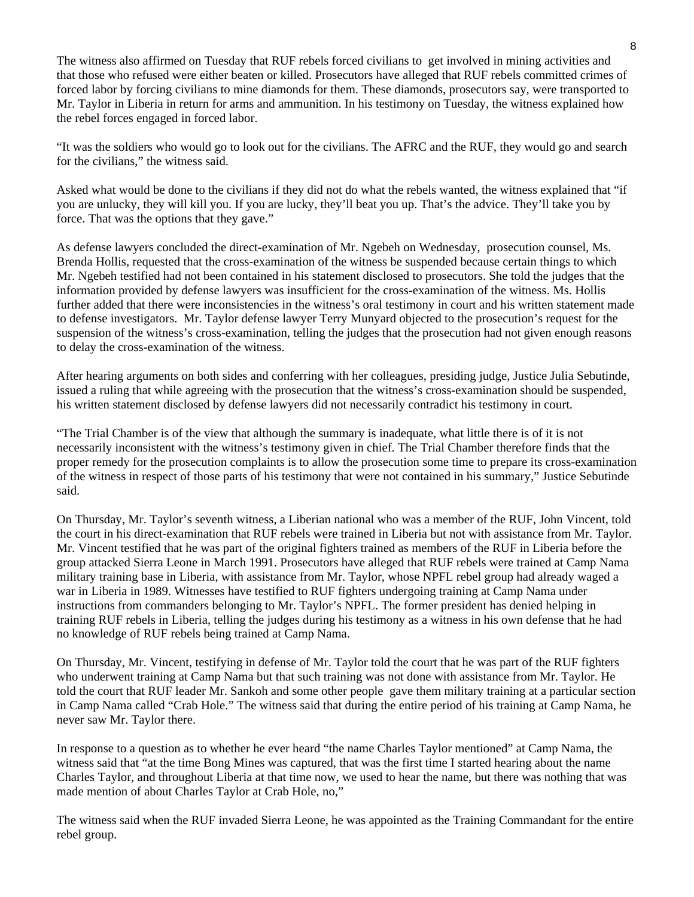The witness also affirmed on Tuesday that RUF rebels forced civilians to get involved in mining activities and that those who refused were either beaten or killed. Prosecutors have alleged that RUF rebels committed crimes of forced labor by forcing civilians to mine diamonds for them. These diamonds, prosecutors say, were transported to Mr. Taylor in Liberia in return for arms and ammunition. In his testimony on Tuesday, the witness explained how the rebel forces engaged in forced labor.

"It was the soldiers who would go to look out for the civilians. The AFRC and the RUF, they would go and search for the civilians," the witness said.

Asked what would be done to the civilians if they did not do what the rebels wanted, the witness explained that "if you are unlucky, they will kill you. If you are lucky, they'll beat you up. That's the advice. They'll take you by force. That was the options that they gave."

As defense lawyers concluded the direct-examination of Mr. Ngebeh on Wednesday, prosecution counsel, Ms. Brenda Hollis, requested that the cross-examination of the witness be suspended because certain things to which Mr. Ngebeh testified had not been contained in his statement disclosed to prosecutors. She told the judges that the information provided by defense lawyers was insufficient for the cross-examination of the witness. Ms. Hollis further added that there were inconsistencies in the witness's oral testimony in court and his written statement made to defense investigators. Mr. Taylor defense lawyer Terry Munyard objected to the prosecution's request for the suspension of the witness's cross-examination, telling the judges that the prosecution had not given enough reasons to delay the cross-examination of the witness.

After hearing arguments on both sides and conferring with her colleagues, presiding judge, Justice Julia Sebutinde, issued a ruling that while agreeing with the prosecution that the witness's cross-examination should be suspended, his written statement disclosed by defense lawyers did not necessarily contradict his testimony in court.

"The Trial Chamber is of the view that although the summary is inadequate, what little there is of it is not necessarily inconsistent with the witness's testimony given in chief. The Trial Chamber therefore finds that the proper remedy for the prosecution complaints is to allow the prosecution some time to prepare its cross-examination of the witness in respect of those parts of his testimony that were not contained in his summary," Justice Sebutinde said.

On Thursday, Mr. Taylor's seventh witness, a Liberian national who was a member of the RUF, John Vincent, told the court in his direct-examination that RUF rebels were trained in Liberia but not with assistance from Mr. Taylor. Mr. Vincent testified that he was part of the original fighters trained as members of the RUF in Liberia before the group attacked Sierra Leone in March 1991. Prosecutors have alleged that RUF rebels were trained at Camp Nama military training base in Liberia, with assistance from Mr. Taylor, whose NPFL rebel group had already waged a war in Liberia in 1989. Witnesses have testified to RUF fighters undergoing training at Camp Nama under instructions from commanders belonging to Mr. Taylor's NPFL. The former president has denied helping in training RUF rebels in Liberia, telling the judges during his testimony as a witness in his own defense that he had no knowledge of RUF rebels being trained at Camp Nama.

On Thursday, Mr. Vincent, testifying in defense of Mr. Taylor told the court that he was part of the RUF fighters who underwent training at Camp Nama but that such training was not done with assistance from Mr. Taylor. He told the court that RUF leader Mr. Sankoh and some other people gave them military training at a particular section in Camp Nama called "Crab Hole." The witness said that during the entire period of his training at Camp Nama, he never saw Mr. Taylor there.

In response to a question as to whether he ever heard "the name Charles Taylor mentioned" at Camp Nama, the witness said that "at the time Bong Mines was captured, that was the first time I started hearing about the name Charles Taylor, and throughout Liberia at that time now, we used to hear the name, but there was nothing that was made mention of about Charles Taylor at Crab Hole, no,"

The witness said when the RUF invaded Sierra Leone, he was appointed as the Training Commandant for the entire rebel group.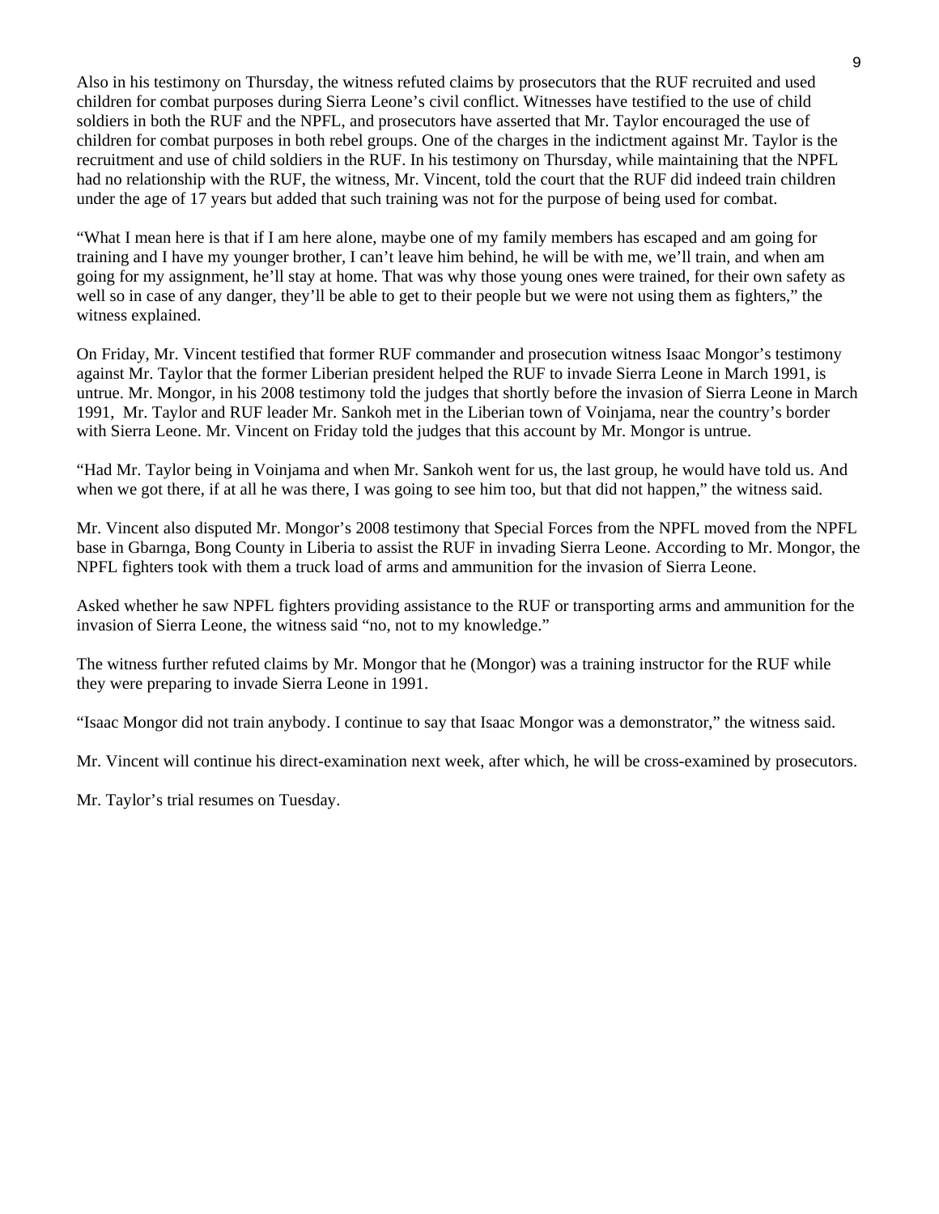Also in his testimony on Thursday, the witness refuted claims by prosecutors that the RUF recruited and used children for combat purposes during Sierra Leone's civil conflict. Witnesses have testified to the use of child soldiers in both the RUF and the NPFL, and prosecutors have asserted that Mr. Taylor encouraged the use of children for combat purposes in both rebel groups. One of the charges in the indictment against Mr. Taylor is the recruitment and use of child soldiers in the RUF. In his testimony on Thursday, while maintaining that the NPFL had no relationship with the RUF, the witness, Mr. Vincent, told the court that the RUF did indeed train children under the age of 17 years but added that such training was not for the purpose of being used for combat.

"What I mean here is that if I am here alone, maybe one of my family members has escaped and am going for training and I have my younger brother, I can't leave him behind, he will be with me, we'll train, and when am going for my assignment, he'll stay at home. That was why those young ones were trained, for their own safety as well so in case of any danger, they'll be able to get to their people but we were not using them as fighters," the witness explained.

On Friday, Mr. Vincent testified that former RUF commander and prosecution witness Isaac Mongor's testimony against Mr. Taylor that the former Liberian president helped the RUF to invade Sierra Leone in March 1991, is untrue. Mr. Mongor, in his 2008 testimony told the judges that shortly before the invasion of Sierra Leone in March 1991, Mr. Taylor and RUF leader Mr. Sankoh met in the Liberian town of Voinjama, near the country's border with Sierra Leone. Mr. Vincent on Friday told the judges that this account by Mr. Mongor is untrue.

"Had Mr. Taylor being in Voinjama and when Mr. Sankoh went for us, the last group, he would have told us. And when we got there, if at all he was there, I was going to see him too, but that did not happen," the witness said.

Mr. Vincent also disputed Mr. Mongor's 2008 testimony that Special Forces from the NPFL moved from the NPFL base in Gbarnga, Bong County in Liberia to assist the RUF in invading Sierra Leone. According to Mr. Mongor, the NPFL fighters took with them a truck load of arms and ammunition for the invasion of Sierra Leone.

Asked whether he saw NPFL fighters providing assistance to the RUF or transporting arms and ammunition for the invasion of Sierra Leone, the witness said "no, not to my knowledge."

The witness further refuted claims by Mr. Mongor that he (Mongor) was a training instructor for the RUF while they were preparing to invade Sierra Leone in 1991.

"Isaac Mongor did not train anybody. I continue to say that Isaac Mongor was a demonstrator," the witness said.

Mr. Vincent will continue his direct-examination next week, after which, he will be cross-examined by prosecutors.

Mr. Taylor's trial resumes on Tuesday.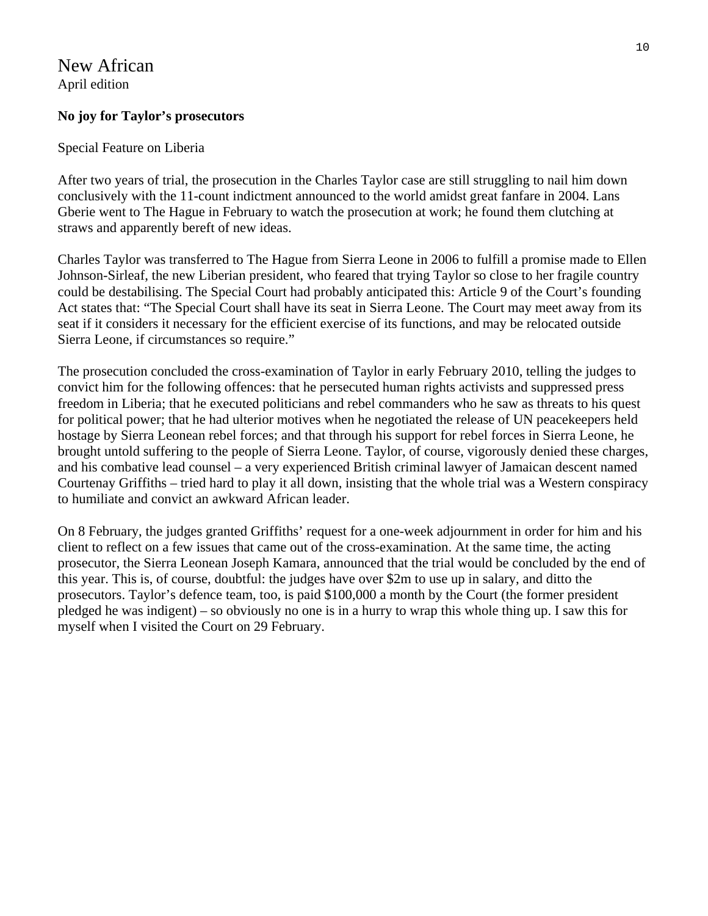New African
April edition

**No joy for Taylor's prosecutors**

Special Feature on Liberia

After two years of trial, the prosecution in the Charles Taylor case are still struggling to nail him down conclusively with the 11-count indictment announced to the world amidst great fanfare in 2004. Lans Gberie went to The Hague in February to watch the prosecution at work; he found them clutching at straws and apparently bereft of new ideas.

Charles Taylor was transferred to The Hague from Sierra Leone in 2006 to fulfill a promise made to Ellen Johnson-Sirleaf, the new Liberian president, who feared that trying Taylor so close to her fragile country could be destabilising. The Special Court had probably anticipated this: Article 9 of the Court's founding Act states that: "The Special Court shall have its seat in Sierra Leone. The Court may meet away from its seat if it considers it necessary for the efficient exercise of its functions, and may be relocated outside Sierra Leone, if circumstances so require."

The prosecution concluded the cross-examination of Taylor in early February 2010, telling the judges to convict him for the following offences: that he persecuted human rights activists and suppressed press freedom in Liberia; that he executed politicians and rebel commanders who he saw as threats to his quest for political power; that he had ulterior motives when he negotiated the release of UN peacekeepers held hostage by Sierra Leonean rebel forces; and that through his support for rebel forces in Sierra Leone, he brought untold suffering to the people of Sierra Leone. Taylor, of course, vigorously denied these charges, and his combative lead counsel – a very experienced British criminal lawyer of Jamaican descent named Courtenay Griffiths – tried hard to play it all down, insisting that the whole trial was a Western conspiracy to humiliate and convict an awkward African leader.

On 8 February, the judges granted Griffiths' request for a one-week adjournment in order for him and his client to reflect on a few issues that came out of the cross-examination. At the same time, the acting prosecutor, the Sierra Leonean Joseph Kamara, announced that the trial would be concluded by the end of this year. This is, of course, doubtful: the judges have over $2m to use up in salary, and ditto the prosecutors. Taylor's defence team, too, is paid $100,000 a month by the Court (the former president pledged he was indigent) – so obviously no one is in a hurry to wrap this whole thing up. I saw this for myself when I visited the Court on 29 February.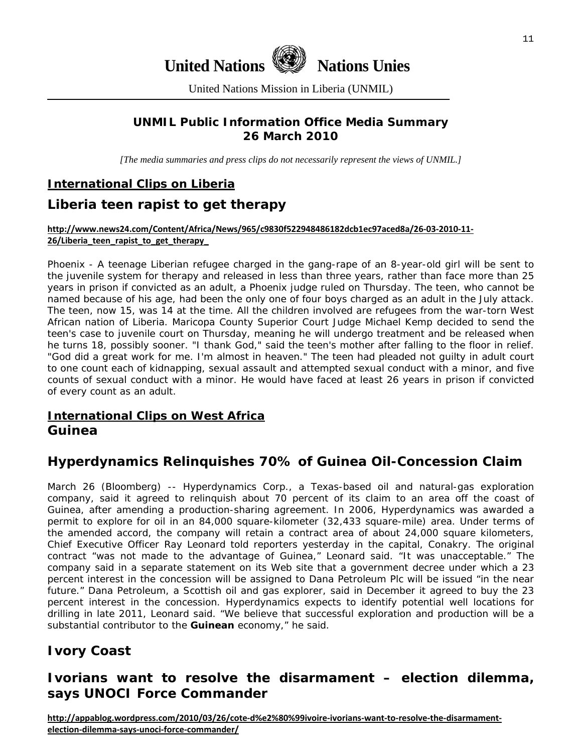United Nations Nations Unies

United Nations Mission in Liberia (UNMIL)

**UNMIL Public Information Office Media Summary**
**26 March 2010**

*[The media summaries and press clips do not necessarily represent the views of UNMIL.]*

## International Clips on Liberia

## Liberia teen rapist to get therapy

**http://www.news24.com/Content/Africa/News/965/c9830f522948486182dcb1ec97aced8a/26-03-2010-11-26/Liberia_teen_rapist_to_get_therapy_**

Phoenix - A teenage Liberian refugee charged in the gang-rape of an 8-year-old girl will be sent to the juvenile system for therapy and released in less than three years, rather than face more than 25 years in prison if convicted as an adult, a Phoenix judge ruled on Thursday. The teen, who cannot be named because of his age, had been the only one of four boys charged as an adult in the July attack. The teen, now 15, was 14 at the time. All the children involved are refugees from the war-torn West African nation of Liberia. Maricopa County Superior Court Judge Michael Kemp decided to send the teen's case to juvenile court on Thursday, meaning he will undergo treatment and be released when he turns 18, possibly sooner. "I thank God," said the teen's mother after falling to the floor in relief. "God did a great work for me. I'm almost in heaven." The teen had pleaded not guilty in adult court to one count each of kidnapping, sexual assault and attempted sexual conduct with a minor, and five counts of sexual conduct with a minor. He would have faced at least 26 years in prison if convicted of every count as an adult.

## International Clips on West Africa

### Guinea

## Hyperdynamics Relinquishes 70% of Guinea Oil-Concession Claim

March 26 (Bloomberg) -- Hyperdynamics Corp., a Texas-based oil and natural-gas exploration company, said it agreed to relinquish about 70 percent of its claim to an area off the coast of Guinea, after amending a production-sharing agreement. In 2006, Hyperdynamics was awarded a permit to explore for oil in an 84,000 square-kilometer (32,433 square-mile) area. Under terms of the amended accord, the company will retain a contract area of about 24,000 square kilometers, Chief Executive Officer Ray Leonard told reporters yesterday in the capital, Conakry. The original contract "was not made to the advantage of Guinea," Leonard said. "It was unacceptable." The company said in a separate statement on its Web site that a government decree under which a 23 percent interest in the concession will be assigned to Dana Petroleum Plc will be issued "in the near future." Dana Petroleum, a Scottish oil and gas explorer, said in December it agreed to buy the 23 percent interest in the concession. Hyperdynamics expects to identify potential well locations for drilling in late 2011, Leonard said. "We believe that successful exploration and production will be a substantial contributor to the **Guinean** economy," he said.

## Ivory Coast

## Ivorians want to resolve the disarmament – election dilemma, says UNOCI Force Commander

**http://appablog.wordpress.com/2010/03/26/cote-d%e2%80%99ivoire-ivorians-want-to-resolve-the-disarmament-election-dilemma-says-unoci-force-commander/**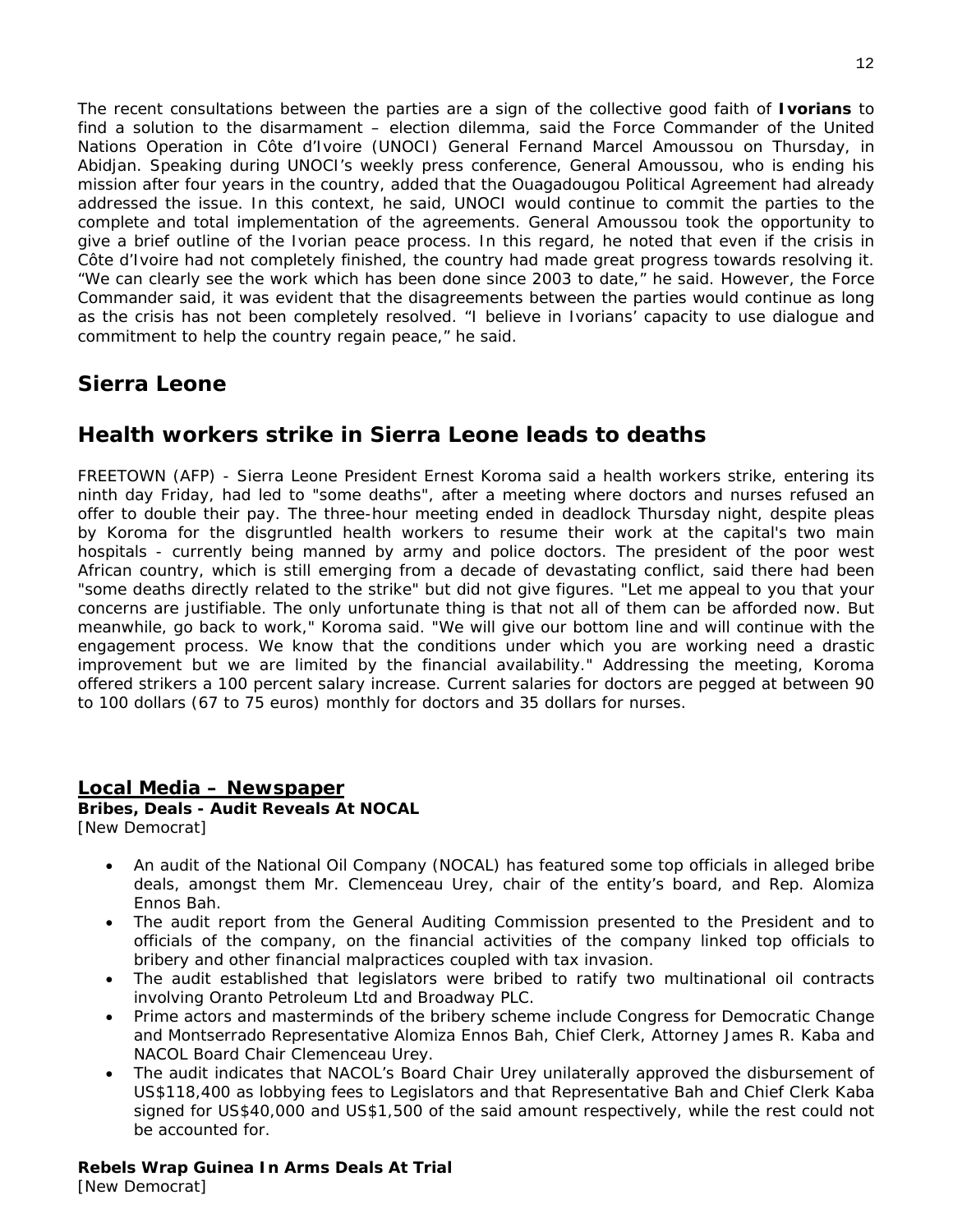The recent consultations between the parties are a sign of the collective good faith of **Ivorians** to find a solution to the disarmament – election dilemma, said the Force Commander of the United Nations Operation in Côte d'Ivoire (UNOCI) General Fernand Marcel Amoussou on Thursday, in Abidjan. Speaking during UNOCI's weekly press conference, General Amoussou, who is ending his mission after four years in the country, added that the Ouagadougou Political Agreement had already addressed the issue. In this context, he said, UNOCI would continue to commit the parties to the complete and total implementation of the agreements. General Amoussou took the opportunity to give a brief outline of the Ivorian peace process. In this regard, he noted that even if the crisis in Côte d'Ivoire had not completely finished, the country had made great progress towards resolving it. "We can clearly see the work which has been done since 2003 to date," he said. However, the Force Commander said, it was evident that the disagreements between the parties would continue as long as the crisis has not been completely resolved. "I believe in Ivorians' capacity to use dialogue and commitment to help the country regain peace," he said.

## Sierra Leone

## Health workers strike in Sierra Leone leads to deaths

FREETOWN (AFP) - Sierra Leone President Ernest Koroma said a health workers strike, entering its ninth day Friday, had led to "some deaths", after a meeting where doctors and nurses refused an offer to double their pay. The three-hour meeting ended in deadlock Thursday night, despite pleas by Koroma for the disgruntled health workers to resume their work at the capital's two main hospitals - currently being manned by army and police doctors. The president of the poor west African country, which is still emerging from a decade of devastating conflict, said there had been "some deaths directly related to the strike" but did not give figures. "Let me appeal to you that your concerns are justifiable. The only unfortunate thing is that not all of them can be afforded now. But meanwhile, go back to work," Koroma said. "We will give our bottom line and will continue with the engagement process. We know that the conditions under which you are working need a drastic improvement but we are limited by the financial availability." Addressing the meeting, Koroma offered strikers a 100 percent salary increase. Current salaries for doctors are pegged at between 90 to 100 dollars (67 to 75 euros) monthly for doctors and 35 dollars for nurses.

### Local Media – Newspaper

**Bribes, Deals - Audit Reveals At NOCAL**
[New Democrat]

- An audit of the National Oil Company (NOCAL) has featured some top officials in alleged bribe deals, amongst them Mr. Clemenceau Urey, chair of the entity's board, and Rep. Alomiza Ennos Bah.
- The audit report from the General Auditing Commission presented to the President and to officials of the company, on the financial activities of the company linked top officials to bribery and other financial malpractices coupled with tax invasion.
- The audit established that legislators were bribed to ratify two multinational oil contracts involving Oranto Petroleum Ltd and Broadway PLC.
- Prime actors and masterminds of the bribery scheme include Congress for Democratic Change and Montserrado Representative Alomiza Ennos Bah, Chief Clerk, Attorney James R. Kaba and NACOL Board Chair Clemenceau Urey.
- The audit indicates that NACOL's Board Chair Urey unilaterally approved the disbursement of US$118,400 as lobbying fees to Legislators and that Representative Bah and Chief Clerk Kaba signed for US$40,000 and US$1,500 of the said amount respectively, while the rest could not be accounted for.

**Rebels Wrap Guinea In Arms Deals At Trial**
[New Democrat]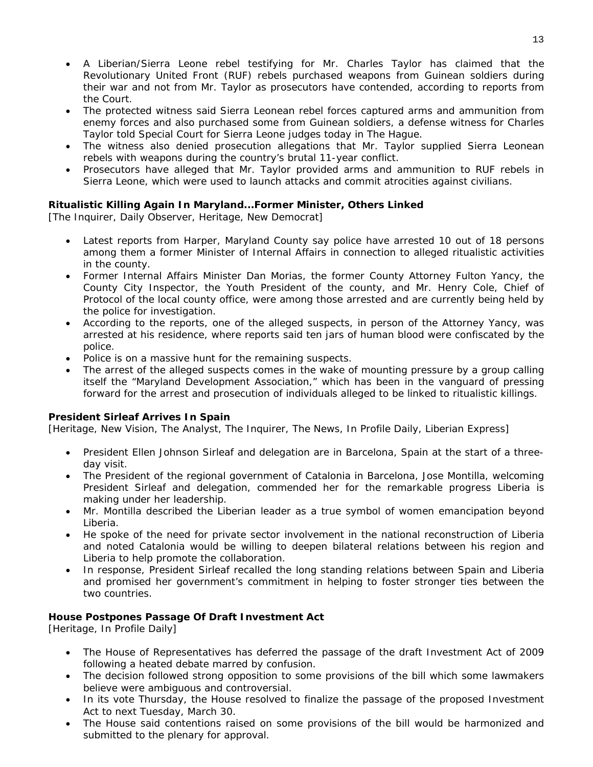- A Liberian/Sierra Leone rebel testifying for Mr. Charles Taylor has claimed that the Revolutionary United Front (RUF) rebels purchased weapons from Guinean soldiers during their war and not from Mr. Taylor as prosecutors have contended, according to reports from the Court.
- The protected witness said Sierra Leonean rebel forces captured arms and ammunition from enemy forces and also purchased some from Guinean soldiers, a defense witness for Charles Taylor told Special Court for Sierra Leone judges today in The Hague.
- The witness also denied prosecution allegations that Mr. Taylor supplied Sierra Leonean rebels with weapons during the country's brutal 11-year conflict.
- Prosecutors have alleged that Mr. Taylor provided arms and ammunition to RUF rebels in Sierra Leone, which were used to launch attacks and commit atrocities against civilians.

**Ritualistic Killing Again In Maryland...Former Minister, Others Linked**
[The Inquirer, Daily Observer, Heritage, New Democrat]

- Latest reports from Harper, Maryland County say police have arrested 10 out of 18 persons among them a former Minister of Internal Affairs in connection to alleged ritualistic activities in the county.
- Former Internal Affairs Minister Dan Morias, the former County Attorney Fulton Yancy, the County City Inspector, the Youth President of the county, and Mr. Henry Cole, Chief of Protocol of the local county office, were among those arrested and are currently being held by the police for investigation.
- According to the reports, one of the alleged suspects, in person of the Attorney Yancy, was arrested at his residence, where reports said ten jars of human blood were confiscated by the police.
- Police is on a massive hunt for the remaining suspects.
- The arrest of the alleged suspects comes in the wake of mounting pressure by a group calling itself the "Maryland Development Association," which has been in the vanguard of pressing forward for the arrest and prosecution of individuals alleged to be linked to ritualistic killings.

**President Sirleaf Arrives In Spain**
[Heritage, New Vision, The Analyst, The Inquirer, The News, In Profile Daily, Liberian Express]

- President Ellen Johnson Sirleaf and delegation are in Barcelona, Spain at the start of a three-day visit.
- The President of the regional government of Catalonia in Barcelona, Jose Montilla, welcoming President Sirleaf and delegation, commended her for the remarkable progress Liberia is making under her leadership.
- Mr. Montilla described the Liberian leader as a true symbol of women emancipation beyond Liberia.
- He spoke of the need for private sector involvement in the national reconstruction of Liberia and noted Catalonia would be willing to deepen bilateral relations between his region and Liberia to help promote the collaboration.
- In response, President Sirleaf recalled the long standing relations between Spain and Liberia and promised her government's commitment in helping to foster stronger ties between the two countries.

**House Postpones Passage Of Draft Investment Act**
[Heritage, In Profile Daily]

- The House of Representatives has deferred the passage of the draft Investment Act of 2009 following a heated debate marred by confusion.
- The decision followed strong opposition to some provisions of the bill which some lawmakers believe were ambiguous and controversial.
- In its vote Thursday, the House resolved to finalize the passage of the proposed Investment Act to next Tuesday, March 30.
- The House said contentions raised on some provisions of the bill would be harmonized and submitted to the plenary for approval.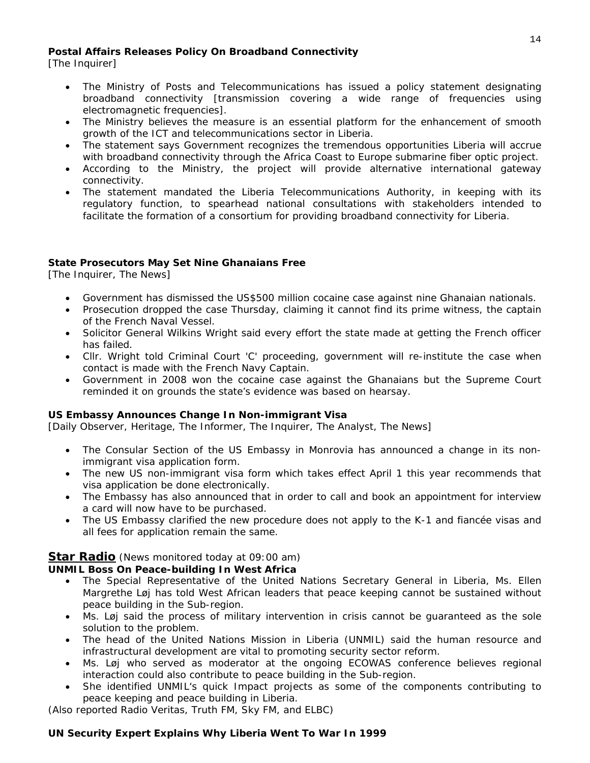**Postal Affairs Releases Policy On Broadband Connectivity**
[The Inquirer]

- The Ministry of Posts and Telecommunications has issued a policy statement designating broadband connectivity [transmission covering a wide range of frequencies using electromagnetic frequencies].
- The Ministry believes the measure is an essential platform for the enhancement of smooth growth of the ICT and telecommunications sector in Liberia.
- The statement says Government recognizes the tremendous opportunities Liberia will accrue with broadband connectivity through the Africa Coast to Europe submarine fiber optic project.
- According to the Ministry, the project will provide alternative international gateway connectivity.
- The statement mandated the Liberia Telecommunications Authority, in keeping with its regulatory function, to spearhead national consultations with stakeholders intended to facilitate the formation of a consortium for providing broadband connectivity for Liberia.

**State Prosecutors May Set Nine Ghanaians Free**
[The Inquirer, The News]

- Government has dismissed the US$500 million cocaine case against nine Ghanaian nationals.
- Prosecution dropped the case Thursday, claiming it cannot find its prime witness, the captain of the French Naval Vessel.
- Solicitor General Wilkins Wright said every effort the state made at getting the French officer has failed.
- Cllr. Wright told Criminal Court 'C' proceeding, government will re-institute the case when contact is made with the French Navy Captain.
- Government in 2008 won the cocaine case against the Ghanaians but the Supreme Court reminded it on grounds the state's evidence was based on hearsay.

**US Embassy Announces Change In Non-immigrant Visa**
[Daily Observer, Heritage, The Informer, The Inquirer, The Analyst, The News]

- The Consular Section of the US Embassy in Monrovia has announced a change in its non-immigrant visa application form.
- The new US non-immigrant visa form which takes effect April 1 this year recommends that visa application be done electronically.
- The Embassy has also announced that in order to call and book an appointment for interview a card will now have to be purchased.
- The US Embassy clarified the new procedure does not apply to the K-1 and fiancée visas and all fees for application remain the same.

## Star Radio *(News monitored today at 09:00 am)*

**UNMIL Boss On Peace-building In West Africa**

- The Special Representative of the United Nations Secretary General in Liberia, Ms. Ellen Margrethe Løj has told West African leaders that peace keeping cannot be sustained without peace building in the Sub-region.
- Ms. Løj said the process of military intervention in crisis cannot be guaranteed as the sole solution to the problem.
- The head of the United Nations Mission in Liberia (UNMIL) said the human resource and infrastructural development are vital to promoting security sector reform.
- Ms. Løj who served as moderator at the ongoing ECOWAS conference believes regional interaction could also contribute to peace building in the Sub-region.
- She identified UNMIL's quick Impact projects as some of the components contributing to peace keeping and peace building in Liberia.

*(Also reported Radio Veritas, Truth FM, Sky FM, and ELBC)*

**UN Security Expert Explains Why Liberia Went To War In 1999**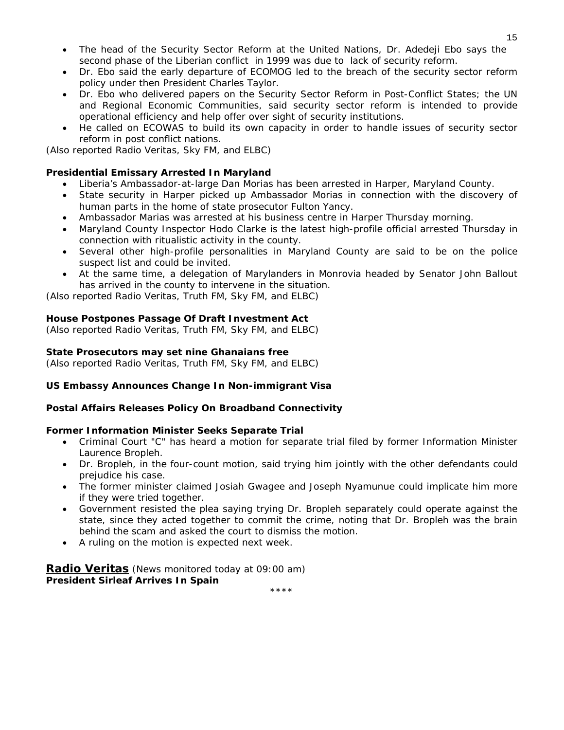- The head of the Security Sector Reform at the United Nations, Dr. Adedeji Ebo says the second phase of the Liberian conflict in 1999 was due to lack of security reform.
- Dr. Ebo said the early departure of ECOMOG led to the breach of the security sector reform policy under then President Charles Taylor.
- Dr. Ebo who delivered papers on the Security Sector Reform in Post-Conflict States; the UN and Regional Economic Communities, said security sector reform is intended to provide operational efficiency and help offer over sight of security institutions.
- He called on ECOWAS to build its own capacity in order to handle issues of security sector reform in post conflict nations.

*(Also reported Radio Veritas, Sky FM, and ELBC)*

**Presidential Emissary Arrested In Maryland**

- Liberia's Ambassador-at-large Dan Morias has been arrested in Harper, Maryland County.
- State security in Harper picked up Ambassador Morias in connection with the discovery of human parts in the home of state prosecutor Fulton Yancy.
- Ambassador Marias was arrested at his business centre in Harper Thursday morning.
- Maryland County Inspector Hodo Clarke is the latest high-profile official arrested Thursday in connection with ritualistic activity in the county.
- Several other high-profile personalities in Maryland County are said to be on the police suspect list and could be invited.
- At the same time, a delegation of Marylanders in Monrovia headed by Senator John Ballout has arrived in the county to intervene in the situation.

*(Also reported Radio Veritas, Truth FM, Sky FM, and ELBC)*

**House Postpones Passage Of Draft Investment Act**

*(Also reported Radio Veritas, Truth FM, Sky FM, and ELBC)*

**State Prosecutors may set nine Ghanaians free**

*(Also reported Radio Veritas, Truth FM, Sky FM, and ELBC)*

**US Embassy Announces Change In Non-immigrant Visa**

**Postal Affairs Releases Policy On Broadband Connectivity**

**Former Information Minister Seeks Separate Trial**

- Criminal Court "C" has heard a motion for separate trial filed by former Information Minister Laurence Bropleh.
- Dr. Bropleh, in the four-count motion, said trying him jointly with the other defendants could prejudice his case.
- The former minister claimed Josiah Gwagee and Joseph Nyamunue could implicate him more if they were tried together.
- Government resisted the plea saying trying Dr. Bropleh separately could operate against the state, since they acted together to commit the crime, noting that Dr. Bropleh was the brain behind the scam and asked the court to dismiss the motion.
- A ruling on the motion is expected next week.

## Radio Veritas *(News monitored today at 09:00 am)*

**President Sirleaf Arrives In Spain**

\*\*\*\*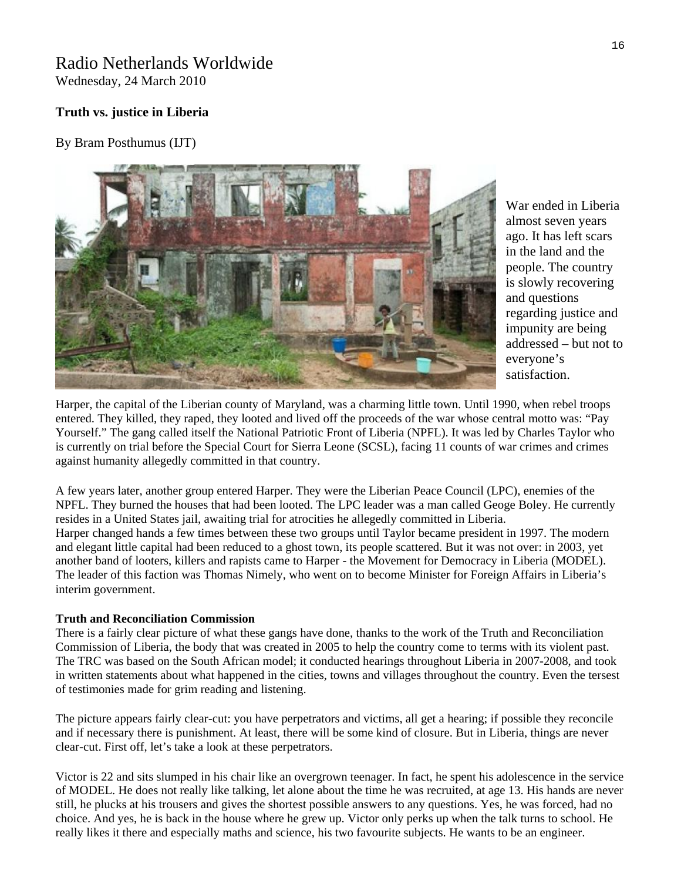# Radio Netherlands Worldwide

Wednesday, 24 March 2010

**Truth vs. justice in Liberia**

By Bram Posthumus (IJT)

War ended in Liberia almost seven years ago. It has left scars in the land and the people. The country is slowly recovering and questions regarding justice and impunity are being addressed – but not to everyone's satisfaction.

Harper, the capital of the Liberian county of Maryland, was a charming little town. Until 1990, when rebel troops entered. They killed, they raped, they looted and lived off the proceeds of the war whose central motto was: "Pay Yourself." The gang called itself the National Patriotic Front of Liberia (NPFL). It was led by Charles Taylor who is currently on trial before the Special Court for Sierra Leone (SCSL), facing 11 counts of war crimes and crimes against humanity allegedly committed in that country.

A few years later, another group entered Harper. They were the Liberian Peace Council (LPC), enemies of the NPFL. They burned the houses that had been looted. The LPC leader was a man called Geoge Boley. He currently resides in a United States jail, awaiting trial for atrocities he allegedly committed in Liberia.
Harper changed hands a few times between these two groups until Taylor became president in 1997. The modern and elegant little capital had been reduced to a ghost town, its people scattered. But it was not over: in 2003, yet another band of looters, killers and rapists came to Harper - the Movement for Democracy in Liberia (MODEL). The leader of this faction was Thomas Nimely, who went on to become Minister for Foreign Affairs in Liberia's interim government.

**Truth and Reconciliation Commission**

There is a fairly clear picture of what these gangs have done, thanks to the work of the Truth and Reconciliation Commission of Liberia, the body that was created in 2005 to help the country come to terms with its violent past. The TRC was based on the South African model; it conducted hearings throughout Liberia in 2007-2008, and took in written statements about what happened in the cities, towns and villages throughout the country. Even the tersest of testimonies made for grim reading and listening.

The picture appears fairly clear-cut: you have perpetrators and victims, all get a hearing; if possible they reconcile and if necessary there is punishment. At least, there will be some kind of closure. But in Liberia, things are never clear-cut. First off, let's take a look at these perpetrators.

Victor is 22 and sits slumped in his chair like an overgrown teenager. In fact, he spent his adolescence in the service of MODEL. He does not really like talking, let alone about the time he was recruited, at age 13. His hands are never still, he plucks at his trousers and gives the shortest possible answers to any questions. Yes, he was forced, had no choice. And yes, he is back in the house where he grew up. Victor only perks up when the talk turns to school. He really likes it there and especially maths and science, his two favourite subjects. He wants to be an engineer.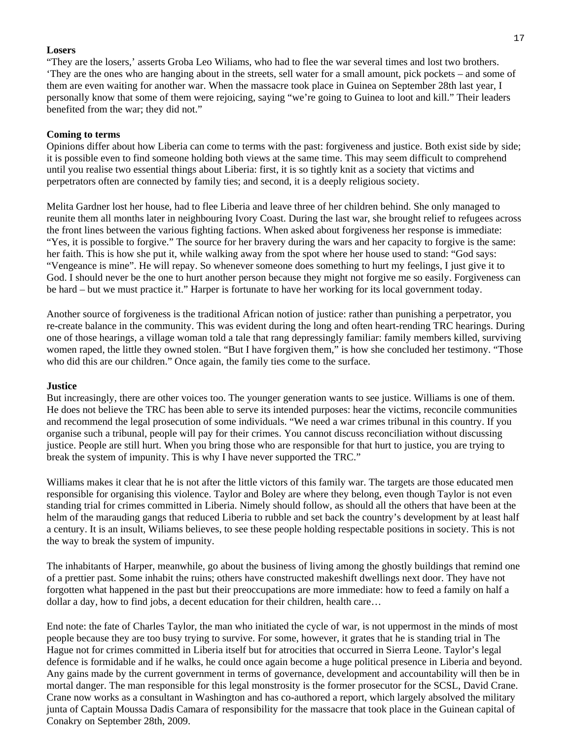**Losers**

"They are the losers,' asserts Groba Leo Wiliams, who had to flee the war several times and lost two brothers. 'They are the ones who are hanging about in the streets, sell water for a small amount, pick pockets – and some of them are even waiting for another war. When the massacre took place in Guinea on September 28th last year, I personally know that some of them were rejoicing, saying "we're going to Guinea to loot and kill." Their leaders benefited from the war; they did not."

**Coming to terms**

Opinions differ about how Liberia can come to terms with the past: forgiveness and justice. Both exist side by side; it is possible even to find someone holding both views at the same time. This may seem difficult to comprehend until you realise two essential things about Liberia: first, it is so tightly knit as a society that victims and perpetrators often are connected by family ties; and second, it is a deeply religious society.

Melita Gardner lost her house, had to flee Liberia and leave three of her children behind. She only managed to reunite them all months later in neighbouring Ivory Coast. During the last war, she brought relief to refugees across the front lines between the various fighting factions. When asked about forgiveness her response is immediate: "Yes, it is possible to forgive." The source for her bravery during the wars and her capacity to forgive is the same: her faith. This is how she put it, while walking away from the spot where her house used to stand: "God says: "Vengeance is mine". He will repay. So whenever someone does something to hurt my feelings, I just give it to God. I should never be the one to hurt another person because they might not forgive me so easily. Forgiveness can be hard – but we must practice it." Harper is fortunate to have her working for its local government today.

Another source of forgiveness is the traditional African notion of justice: rather than punishing a perpetrator, you re-create balance in the community. This was evident during the long and often heart-rending TRC hearings. During one of those hearings, a village woman told a tale that rang depressingly familiar: family members killed, surviving women raped, the little they owned stolen. "But I have forgiven them," is how she concluded her testimony. "Those who did this are our children." Once again, the family ties come to the surface.

**Justice**

But increasingly, there are other voices too. The younger generation wants to see justice. Williams is one of them. He does not believe the TRC has been able to serve its intended purposes: hear the victims, reconcile communities and recommend the legal prosecution of some individuals. "We need a war crimes tribunal in this country. If you organise such a tribunal, people will pay for their crimes. You cannot discuss reconciliation without discussing justice. People are still hurt. When you bring those who are responsible for that hurt to justice, you are trying to break the system of impunity. This is why I have never supported the TRC."

Williams makes it clear that he is not after the little victors of this family war. The targets are those educated men responsible for organising this violence. Taylor and Boley are where they belong, even though Taylor is not even standing trial for crimes committed in Liberia. Nimely should follow, as should all the others that have been at the helm of the marauding gangs that reduced Liberia to rubble and set back the country's development by at least half a century. It is an insult, Wiliams believes, to see these people holding respectable positions in society. This is not the way to break the system of impunity.

The inhabitants of Harper, meanwhile, go about the business of living among the ghostly buildings that remind one of a prettier past. Some inhabit the ruins; others have constructed makeshift dwellings next door. They have not forgotten what happened in the past but their preoccupations are more immediate: how to feed a family on half a dollar a day, how to find jobs, a decent education for their children, health care…

End note: the fate of Charles Taylor, the man who initiated the cycle of war, is not uppermost in the minds of most people because they are too busy trying to survive. For some, however, it grates that he is standing trial in The Hague not for crimes committed in Liberia itself but for atrocities that occurred in Sierra Leone. Taylor's legal defence is formidable and if he walks, he could once again become a huge political presence in Liberia and beyond. Any gains made by the current government in terms of governance, development and accountability will then be in mortal danger. The man responsible for this legal monstrosity is the former prosecutor for the SCSL, David Crane. Crane now works as a consultant in Washington and has co-authored a report, which largely absolved the military junta of Captain Moussa Dadis Camara of responsibility for the massacre that took place in the Guinean capital of Conakry on September 28th, 2009.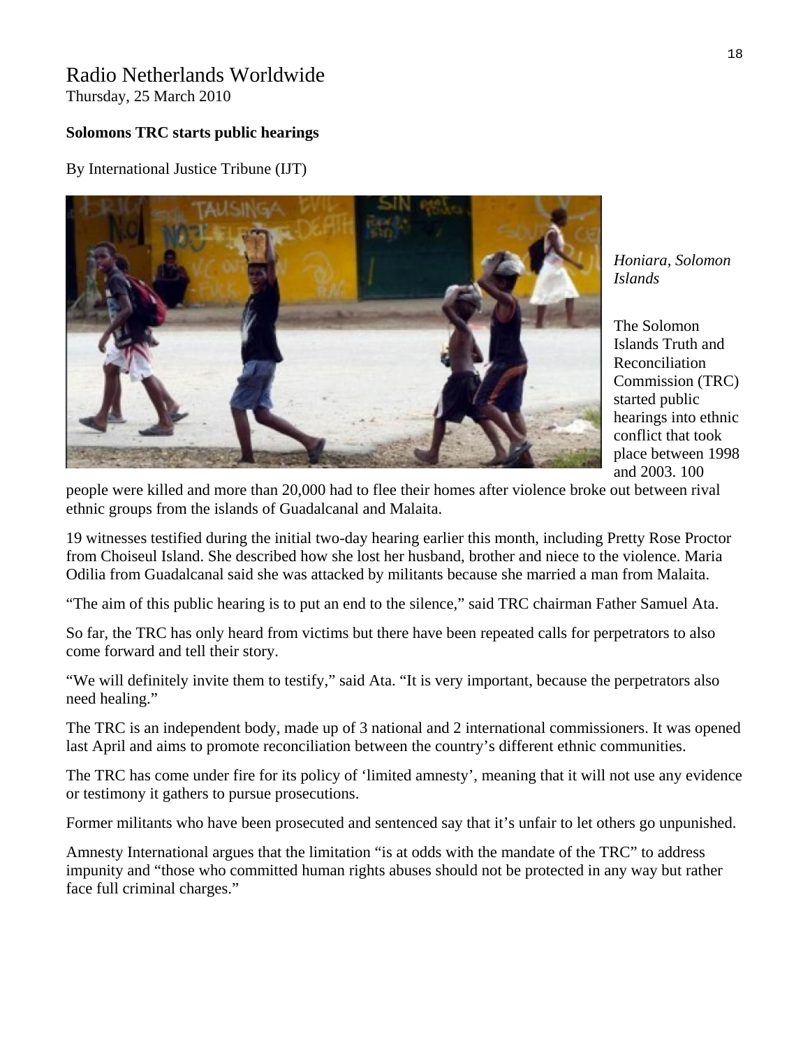Radio Netherlands Worldwide
Thursday, 25 March 2010

**Solomons TRC starts public hearings**

By International Justice Tribune (IJT)

*Honiara, Solomon Islands*

The Solomon Islands Truth and Reconciliation Commission (TRC) started public hearings into ethnic conflict that took place between 1998 and 2003. 100 people were killed and more than 20,000 had to flee their homes after violence broke out between rival ethnic groups from the islands of Guadalcanal and Malaita.

19 witnesses testified during the initial two-day hearing earlier this month, including Pretty Rose Proctor from Choiseul Island. She described how she lost her husband, brother and niece to the violence. Maria Odilia from Guadalcanal said she was attacked by militants because she married a man from Malaita.

"The aim of this public hearing is to put an end to the silence," said TRC chairman Father Samuel Ata.

So far, the TRC has only heard from victims but there have been repeated calls for perpetrators to also come forward and tell their story.

"We will definitely invite them to testify," said Ata. "It is very important, because the perpetrators also need healing."

The TRC is an independent body, made up of 3 national and 2 international commissioners. It was opened last April and aims to promote reconciliation between the country's different ethnic communities.

The TRC has come under fire for its policy of 'limited amnesty', meaning that it will not use any evidence or testimony it gathers to pursue prosecutions.

Former militants who have been prosecuted and sentenced say that it's unfair to let others go unpunished.

Amnesty International argues that the limitation "is at odds with the mandate of the TRC" to address impunity and "those who committed human rights abuses should not be protected in any way but rather face full criminal charges."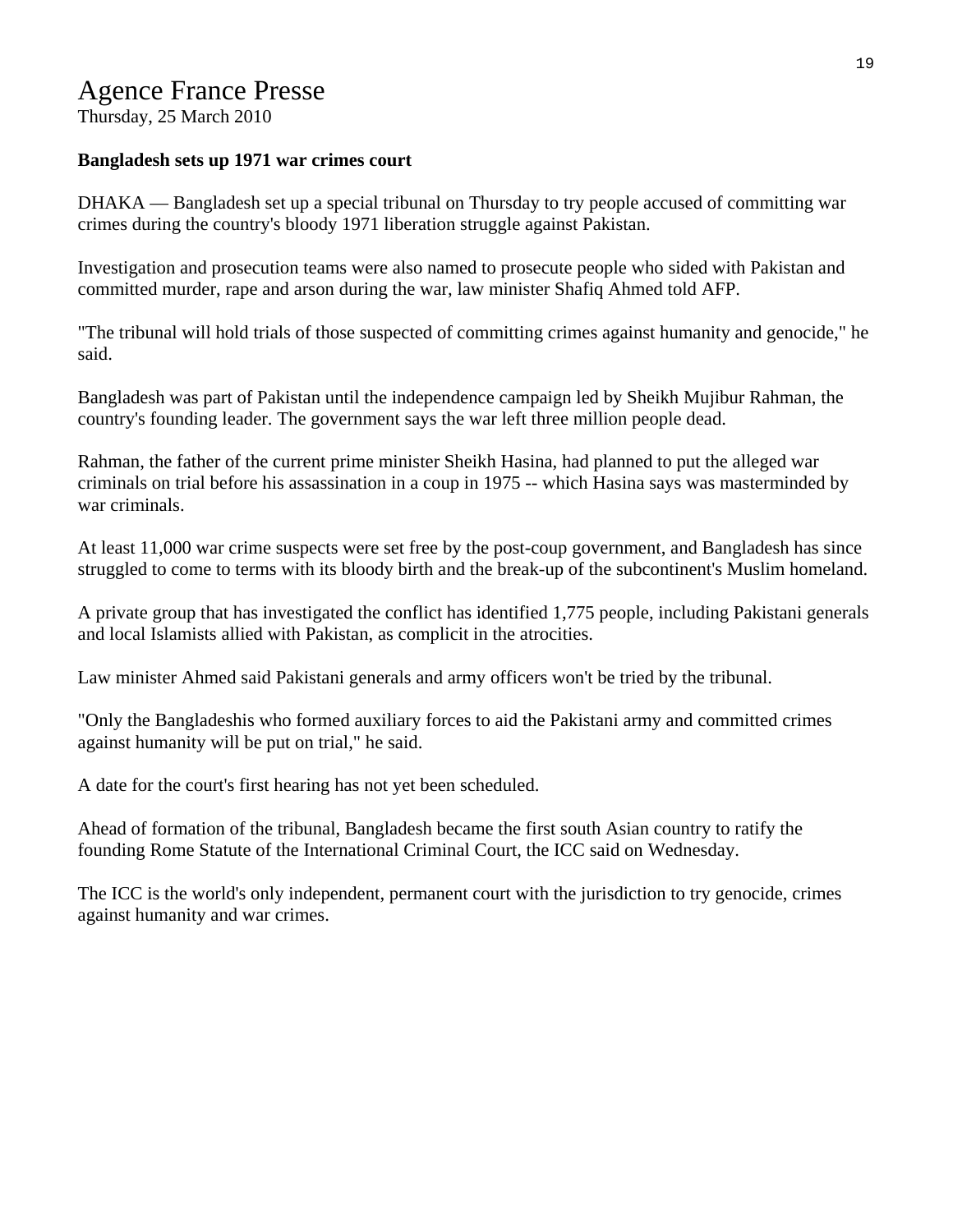# Agence France Presse

Thursday, 25 March 2010

**Bangladesh sets up 1971 war crimes court**

DHAKA — Bangladesh set up a special tribunal on Thursday to try people accused of committing war crimes during the country's bloody 1971 liberation struggle against Pakistan.

Investigation and prosecution teams were also named to prosecute people who sided with Pakistan and committed murder, rape and arson during the war, law minister Shafiq Ahmed told AFP.

"The tribunal will hold trials of those suspected of committing crimes against humanity and genocide," he said.

Bangladesh was part of Pakistan until the independence campaign led by Sheikh Mujibur Rahman, the country's founding leader. The government says the war left three million people dead.

Rahman, the father of the current prime minister Sheikh Hasina, had planned to put the alleged war criminals on trial before his assassination in a coup in 1975 -- which Hasina says was masterminded by war criminals.

At least 11,000 war crime suspects were set free by the post-coup government, and Bangladesh has since struggled to come to terms with its bloody birth and the break-up of the subcontinent's Muslim homeland.

A private group that has investigated the conflict has identified 1,775 people, including Pakistani generals and local Islamists allied with Pakistan, as complicit in the atrocities.

Law minister Ahmed said Pakistani generals and army officers won't be tried by the tribunal.

"Only the Bangladeshis who formed auxiliary forces to aid the Pakistani army and committed crimes against humanity will be put on trial," he said.

A date for the court's first hearing has not yet been scheduled.

Ahead of formation of the tribunal, Bangladesh became the first south Asian country to ratify the founding Rome Statute of the International Criminal Court, the ICC said on Wednesday.

The ICC is the world's only independent, permanent court with the jurisdiction to try genocide, crimes against humanity and war crimes.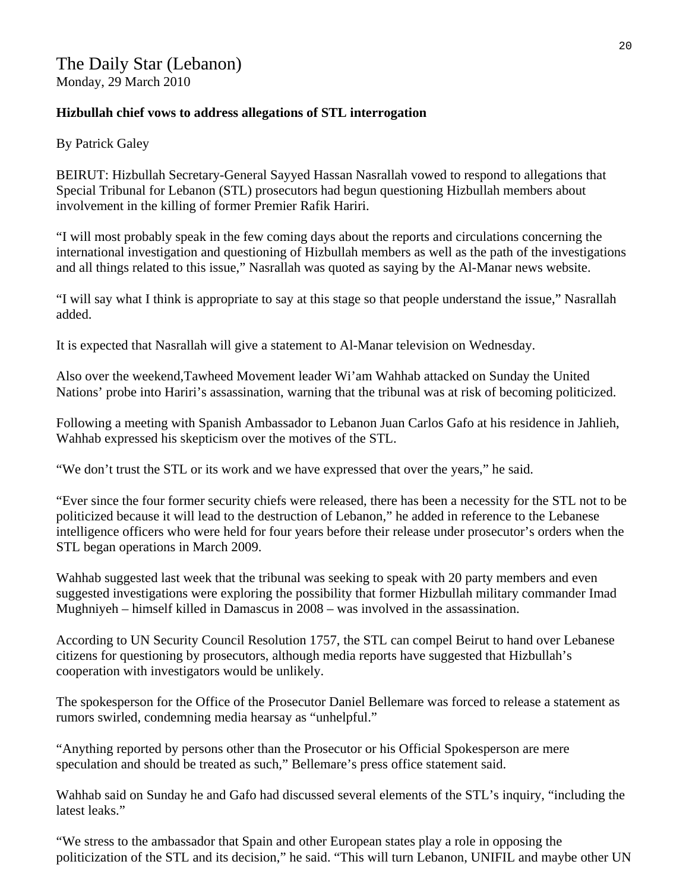The Daily Star (Lebanon)
Monday, 29 March 2010

**Hizbullah chief vows to address allegations of STL interrogation**

By Patrick Galey

BEIRUT: Hizbullah Secretary-General Sayyed Hassan Nasrallah vowed to respond to allegations that Special Tribunal for Lebanon (STL) prosecutors had begun questioning Hizbullah members about involvement in the killing of former Premier Rafik Hariri.

"I will most probably speak in the few coming days about the reports and circulations concerning the international investigation and questioning of Hizbullah members as well as the path of the investigations and all things related to this issue," Nasrallah was quoted as saying by the Al-Manar news website.

"I will say what I think is appropriate to say at this stage so that people understand the issue," Nasrallah added.

It is expected that Nasrallah will give a statement to Al-Manar television on Wednesday.

Also over the weekend,Tawheed Movement leader Wi'am Wahhab attacked on Sunday the United Nations' probe into Hariri's assassination, warning that the tribunal was at risk of becoming politicized.

Following a meeting with Spanish Ambassador to Lebanon Juan Carlos Gafo at his residence in Jahlieh, Wahhab expressed his skepticism over the motives of the STL.

"We don't trust the STL or its work and we have expressed that over the years," he said.

"Ever since the four former security chiefs were released, there has been a necessity for the STL not to be politicized because it will lead to the destruction of Lebanon," he added in reference to the Lebanese intelligence officers who were held for four years before their release under prosecutor's orders when the STL began operations in March 2009.

Wahhab suggested last week that the tribunal was seeking to speak with 20 party members and even suggested investigations were exploring the possibility that former Hizbullah military commander Imad Mughniyeh – himself killed in Damascus in 2008 – was involved in the assassination.

According to UN Security Council Resolution 1757, the STL can compel Beirut to hand over Lebanese citizens for questioning by prosecutors, although media reports have suggested that Hizbullah's cooperation with investigators would be unlikely.

The spokesperson for the Office of the Prosecutor Daniel Bellemare was forced to release a statement as rumors swirled, condemning media hearsay as "unhelpful."

"Anything reported by persons other than the Prosecutor or his Official Spokesperson are mere speculation and should be treated as such," Bellemare's press office statement said.

Wahhab said on Sunday he and Gafo had discussed several elements of the STL's inquiry, "including the latest leaks."

"We stress to the ambassador that Spain and other European states play a role in opposing the politicization of the STL and its decision," he said. "This will turn Lebanon, UNIFIL and maybe other UN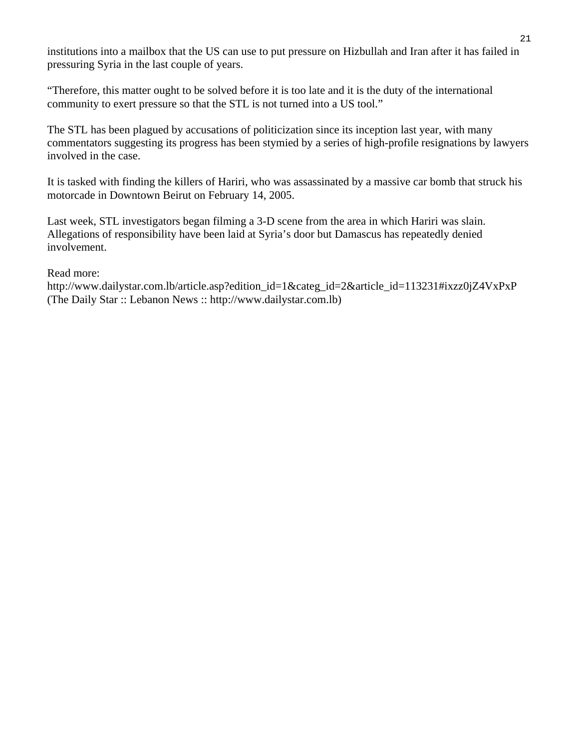institutions into a mailbox that the US can use to put pressure on Hizbullah and Iran after it has failed in pressuring Syria in the last couple of years.

“Therefore, this matter ought to be solved before it is too late and it is the duty of the international community to exert pressure so that the STL is not turned into a US tool.”

The STL has been plagued by accusations of politicization since its inception last year, with many commentators suggesting its progress has been stymied by a series of high-profile resignations by lawyers involved in the case.

It is tasked with finding the killers of Hariri, who was assassinated by a massive car bomb that struck his motorcade in Downtown Beirut on February 14, 2005.

Last week, STL investigators began filming a 3-D scene from the area in which Hariri was slain. Allegations of responsibility have been laid at Syria’s door but Damascus has repeatedly denied involvement.

Read more:
http://www.dailystar.com.lb/article.asp?edition_id=1&categ_id=2&article_id=113231#ixzz0jZ4VxPxP
(The Daily Star :: Lebanon News :: http://www.dailystar.com.lb)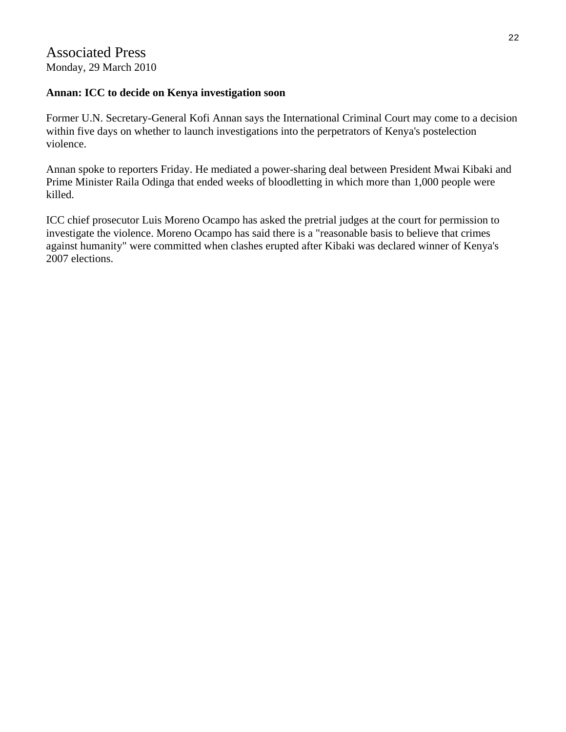# Associated Press

Monday, 29 March 2010

**Annan: ICC to decide on Kenya investigation soon**

Former U.N. Secretary-General Kofi Annan says the International Criminal Court may come to a decision within five days on whether to launch investigations into the perpetrators of Kenya's postelection violence.

Annan spoke to reporters Friday. He mediated a power-sharing deal between President Mwai Kibaki and Prime Minister Raila Odinga that ended weeks of bloodletting in which more than 1,000 people were killed.

ICC chief prosecutor Luis Moreno Ocampo has asked the pretrial judges at the court for permission to investigate the violence. Moreno Ocampo has said there is a "reasonable basis to believe that crimes against humanity" were committed when clashes erupted after Kibaki was declared winner of Kenya's 2007 elections.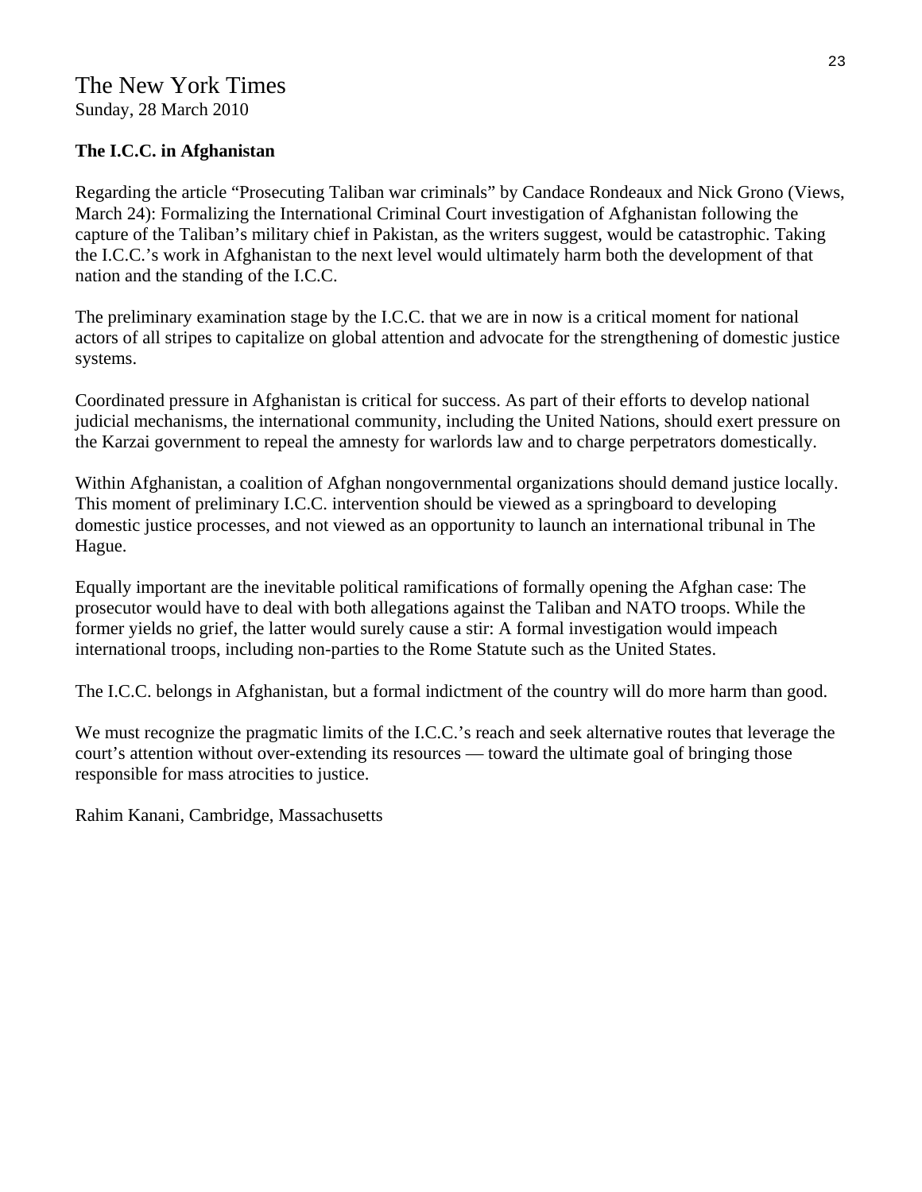The New York Times
Sunday, 28 March 2010

**The I.C.C. in Afghanistan**

Regarding the article "Prosecuting Taliban war criminals" by Candace Rondeaux and Nick Grono (Views, March 24): Formalizing the International Criminal Court investigation of Afghanistan following the capture of the Taliban's military chief in Pakistan, as the writers suggest, would be catastrophic. Taking the I.C.C.'s work in Afghanistan to the next level would ultimately harm both the development of that nation and the standing of the I.C.C.

The preliminary examination stage by the I.C.C. that we are in now is a critical moment for national actors of all stripes to capitalize on global attention and advocate for the strengthening of domestic justice systems.

Coordinated pressure in Afghanistan is critical for success. As part of their efforts to develop national judicial mechanisms, the international community, including the United Nations, should exert pressure on the Karzai government to repeal the amnesty for warlords law and to charge perpetrators domestically.

Within Afghanistan, a coalition of Afghan nongovernmental organizations should demand justice locally. This moment of preliminary I.C.C. intervention should be viewed as a springboard to developing domestic justice processes, and not viewed as an opportunity to launch an international tribunal in The Hague.

Equally important are the inevitable political ramifications of formally opening the Afghan case: The prosecutor would have to deal with both allegations against the Taliban and NATO troops. While the former yields no grief, the latter would surely cause a stir: A formal investigation would impeach international troops, including non-parties to the Rome Statute such as the United States.

The I.C.C. belongs in Afghanistan, but a formal indictment of the country will do more harm than good.

We must recognize the pragmatic limits of the I.C.C.'s reach and seek alternative routes that leverage the court's attention without over-extending its resources — toward the ultimate goal of bringing those responsible for mass atrocities to justice.

Rahim Kanani, Cambridge, Massachusetts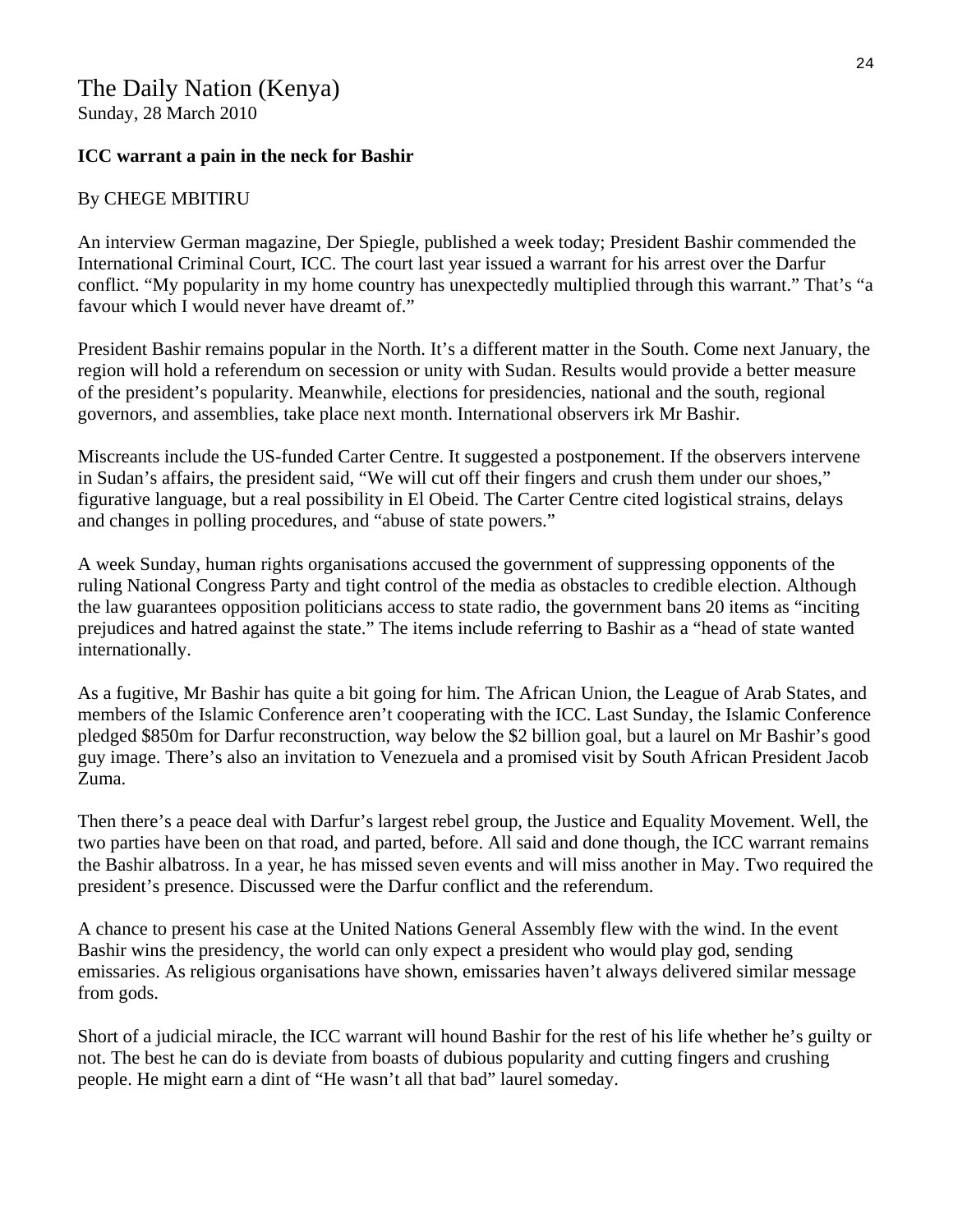# The Daily Nation (Kenya)

Sunday, 28 March 2010

**ICC warrant a pain in the neck for Bashir**

By CHEGE MBITIRU

An interview German magazine, Der Spiegle, published a week today; President Bashir commended the International Criminal Court, ICC. The court last year issued a warrant for his arrest over the Darfur conflict. "My popularity in my home country has unexpectedly multiplied through this warrant." That's "a favour which I would never have dreamt of."

President Bashir remains popular in the North. It's a different matter in the South. Come next January, the region will hold a referendum on secession or unity with Sudan. Results would provide a better measure of the president's popularity. Meanwhile, elections for presidencies, national and the south, regional governors, and assemblies, take place next month. International observers irk Mr Bashir.

Miscreants include the US-funded Carter Centre. It suggested a postponement. If the observers intervene in Sudan's affairs, the president said, "We will cut off their fingers and crush them under our shoes," figurative language, but a real possibility in El Obeid. The Carter Centre cited logistical strains, delays and changes in polling procedures, and "abuse of state powers."

A week Sunday, human rights organisations accused the government of suppressing opponents of the ruling National Congress Party and tight control of the media as obstacles to credible election. Although the law guarantees opposition politicians access to state radio, the government bans 20 items as "inciting prejudices and hatred against the state." The items include referring to Bashir as a "head of state wanted internationally.

As a fugitive, Mr Bashir has quite a bit going for him. The African Union, the League of Arab States, and members of the Islamic Conference aren't cooperating with the ICC. Last Sunday, the Islamic Conference pledged $850m for Darfur reconstruction, way below the $2 billion goal, but a laurel on Mr Bashir's good guy image. There's also an invitation to Venezuela and a promised visit by South African President Jacob Zuma.

Then there's a peace deal with Darfur's largest rebel group, the Justice and Equality Movement. Well, the two parties have been on that road, and parted, before. All said and done though, the ICC warrant remains the Bashir albatross. In a year, he has missed seven events and will miss another in May. Two required the president's presence. Discussed were the Darfur conflict and the referendum.

A chance to present his case at the United Nations General Assembly flew with the wind. In the event Bashir wins the presidency, the world can only expect a president who would play god, sending emissaries. As religious organisations have shown, emissaries haven't always delivered similar message from gods.

Short of a judicial miracle, the ICC warrant will hound Bashir for the rest of his life whether he's guilty or not. The best he can do is deviate from boasts of dubious popularity and cutting fingers and crushing people. He might earn a dint of "He wasn't all that bad" laurel someday.